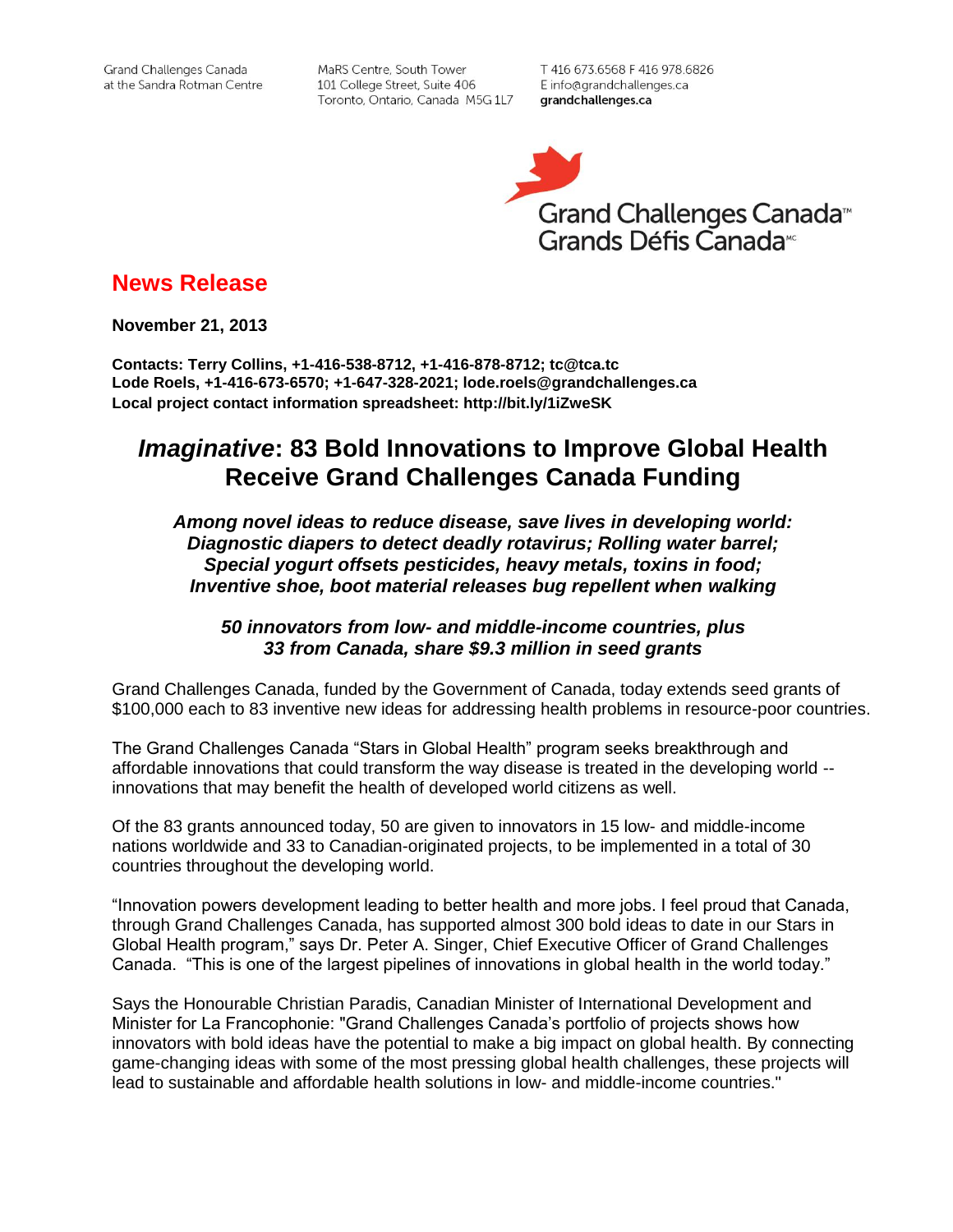Grand Challenges Canada at the Sandra Rotman Centre

MaRS Centre, South Tower
101 College Street, Suite 406
Toronto, Ontario, Canada M5G 1L7

T 416 673.6568 F 416 978.6826
E info@grandchallenges.ca
**grandchallenges.ca**

Grand Challenges Canada™
Grands Défis Canada[MC]

## News Release

**November 21, 2013**

**Contacts: Terry Collins, +1-416-538-8712, +1-416-878-8712; tc@tca.tc**
**Lode Roels, +1-416-673-6570; +1-647-328-2021; lode.roels@grandchallenges.ca**
**Local project contact information spreadsheet: http://bit.ly/1iZweSK**

# *Imaginative*: 83 Bold Innovations to Improve Global Health Receive Grand Challenges Canada Funding

***Among novel ideas to reduce disease, save lives in developing world: Diagnostic diapers to detect deadly rotavirus; Rolling water barrel; Special yogurt offsets pesticides, heavy metals, toxins in food; Inventive shoe, boot material releases bug repellent when walking***

***50 innovators from low- and middle-income countries, plus 33 from Canada, share $9.3 million in seed grants***

Grand Challenges Canada, funded by the Government of Canada, today extends seed grants of $100,000 each to 83 inventive new ideas for addressing health problems in resource-poor countries.

The Grand Challenges Canada "Stars in Global Health" program seeks breakthrough and affordable innovations that could transform the way disease is treated in the developing world -- innovations that may benefit the health of developed world citizens as well.

Of the 83 grants announced today, 50 are given to innovators in 15 low- and middle-income nations worldwide and 33 to Canadian-originated projects, to be implemented in a total of 30 countries throughout the developing world.

"Innovation powers development leading to better health and more jobs. I feel proud that Canada, through Grand Challenges Canada, has supported almost 300 bold ideas to date in our Stars in Global Health program," says Dr. Peter A. Singer, Chief Executive Officer of Grand Challenges Canada. "This is one of the largest pipelines of innovations in global health in the world today."

Says the Honourable Christian Paradis, Canadian Minister of International Development and Minister for La Francophonie: "Grand Challenges Canada's portfolio of projects shows how innovators with bold ideas have the potential to make a big impact on global health. By connecting game-changing ideas with some of the most pressing global health challenges, these projects will lead to sustainable and affordable health solutions in low- and middle-income countries."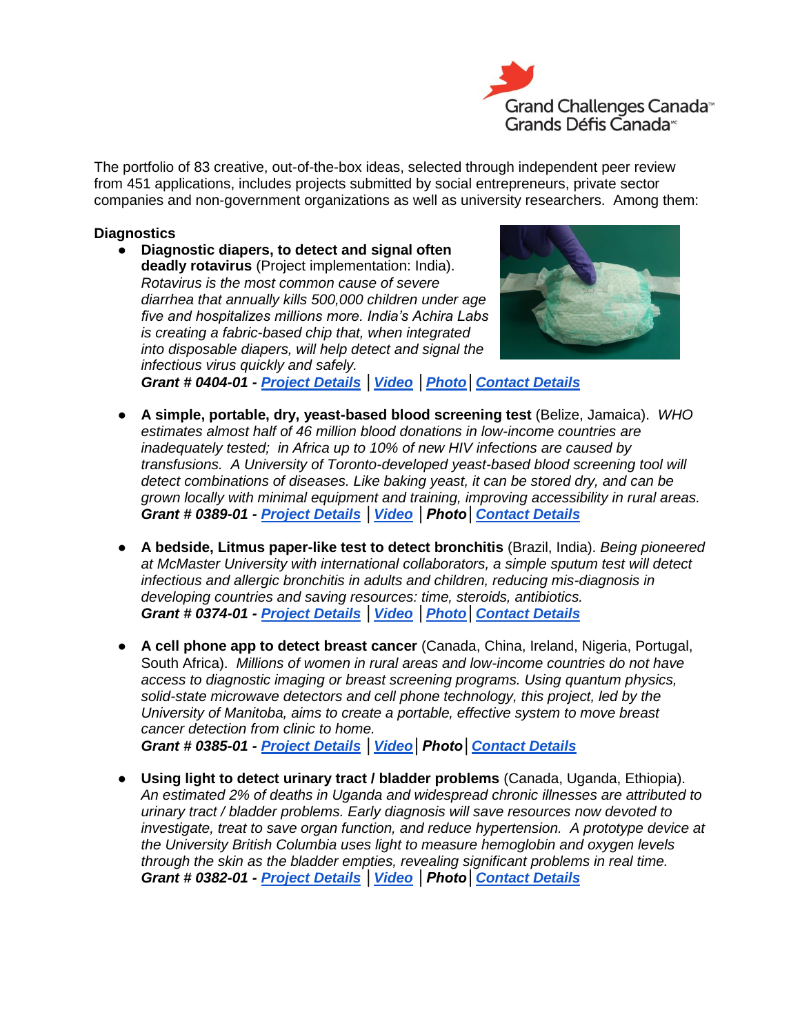The portfolio of 83 creative, out-of-the-box ideas, selected through independent peer review from 451 applications, includes projects submitted by social entrepreneurs, private sector companies and non-government organizations as well as university researchers. Among them:

**Diagnostics**

- **Diagnostic diapers, to detect and signal often deadly rotavirus** (Project implementation: India). *Rotavirus is the most common cause of severe diarrhea that annually kills 500,000 children under age five and hospitalizes millions more. India's Achira Labs is creating a fabric-based chip that, when integrated into disposable diapers, will help detect and signal the infectious virus quickly and safely.*
  ***Grant # 0404-01 - Project Details** | **Video** | **Photo** | **Contact Details***

- **A simple, portable, dry, yeast-based blood screening test** (Belize, Jamaica). *WHO estimates almost half of 46 million blood donations in low-income countries are inadequately tested; in Africa up to 10% of new HIV infections are caused by transfusions. A University of Toronto-developed yeast-based blood screening tool will detect combinations of diseases. Like baking yeast, it can be stored dry, and can be grown locally with minimal equipment and training, improving accessibility in rural areas.*
  ***Grant # 0389-01 - Project Details** | **Video** | **Photo** | **Contact Details***

- **A bedside, Litmus paper-like test to detect bronchitis** (Brazil, India). *Being pioneered at McMaster University with international collaborators, a simple sputum test will detect infectious and allergic bronchitis in adults and children, reducing mis-diagnosis in developing countries and saving resources: time, steroids, antibiotics.*
  ***Grant # 0374-01 - Project Details** | **Video** | **Photo** | **Contact Details***

- **A cell phone app to detect breast cancer** (Canada, China, Ireland, Nigeria, Portugal, South Africa). *Millions of women in rural areas and low-income countries do not have access to diagnostic imaging or breast screening programs. Using quantum physics, solid-state microwave detectors and cell phone technology, this project, led by the University of Manitoba, aims to create a portable, effective system to move breast cancer detection from clinic to home.*
  ***Grant # 0385-01 - Project Details** | **Video** | **Photo** | **Contact Details***

- **Using light to detect urinary tract / bladder problems** (Canada, Uganda, Ethiopia). *An estimated 2% of deaths in Uganda and widespread chronic illnesses are attributed to urinary tract / bladder problems. Early diagnosis will save resources now devoted to investigate, treat to save organ function, and reduce hypertension. A prototype device at the University British Columbia uses light to measure hemoglobin and oxygen levels through the skin as the bladder empties, revealing significant problems in real time.*
  ***Grant # 0382-01 - Project Details** | **Video** | **Photo** | **Contact Details***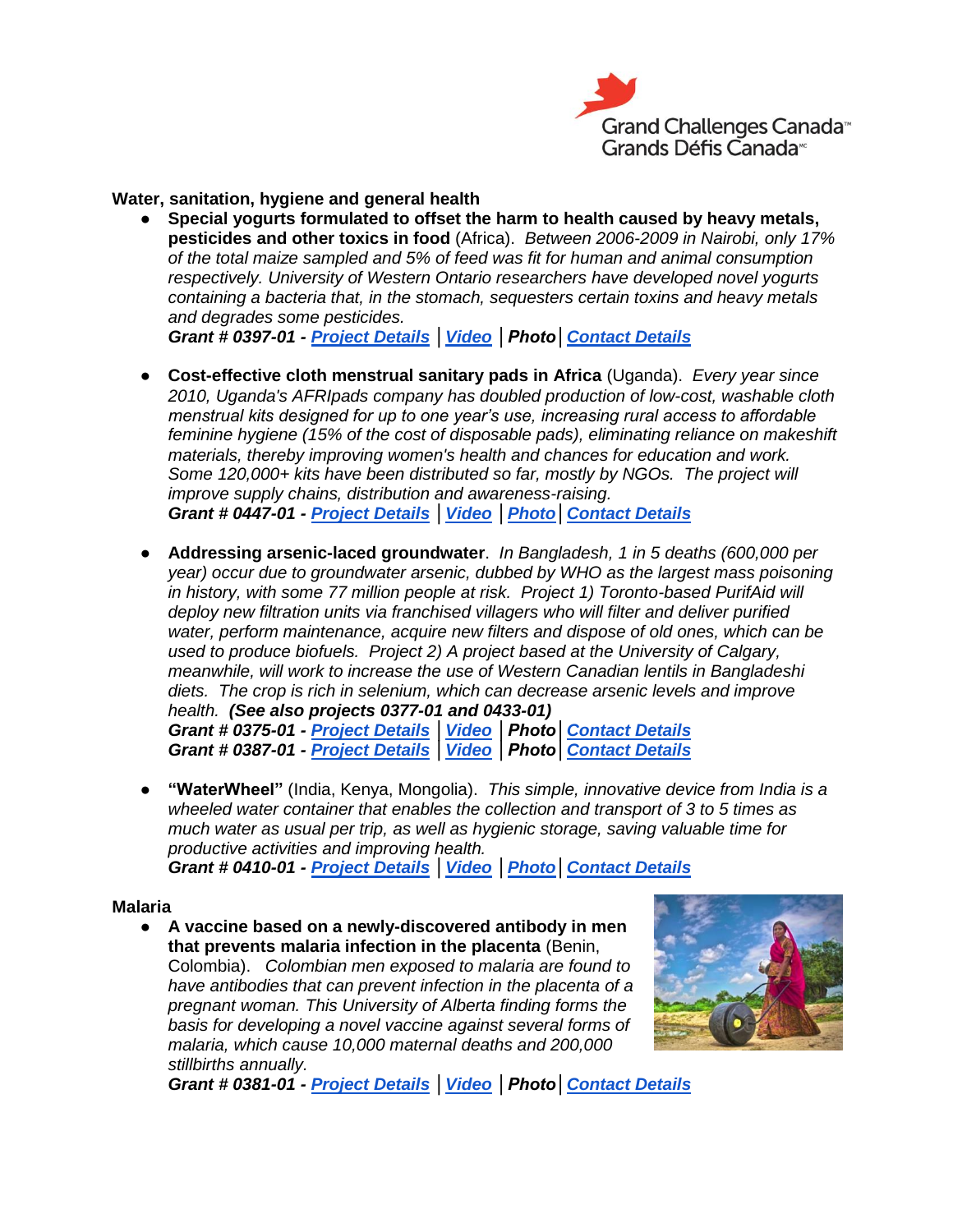## Water, sanitation, hygiene and general health

- **Special yogurts formulated to offset the harm to health caused by heavy metals, pesticides and other toxics in food** (Africra). *Between 2006-2009 in Nairobi, only 17% of the total maize sampled and 5% of feed was fit for human and animal consumption respectively. University of Western Ontario researchers have developed novel yogurts containing a bacteria that, in the stomach, sequesters certain toxins and heavy metals and degrades some pesticides.*
  ***Grant # 0397-01 - Project Details** | **Video** | **Photo** | **Contact Details***

- **Cost-effective cloth menstrual sanitary pads in Africa** (Uganda). *Every year since 2010, Uganda's AFRIpads company has doubled production of low-cost, washable cloth menstrual kits designed for up to one year's use, increasing rural access to affordable feminine hygiene (15% of the cost of disposable pads), eliminating reliance on makeshift materials, thereby improving women's health and chances for education and work. Some 120,000+ kits have been distributed so far, mostly by NGOs. The project will improve supply chains, distribution and awareness-raising.*
  ***Grant # 0447-01 - Project Details** | **Video** | **Photo** | **Contact Details***

- **Addressing arsenic-laced groundwater**. *In Bangladesh, 1 in 5 deaths (600,000 per year) occur due to groundwater arsenic, dubbed by WHO as the largest mass poisoning in history, with some 77 million people at risk. Project 1) Toronto-based PurifAid will deploy new filtration units via franchised villagers who will filter and deliver purified water, perform maintenance, acquire new filters and dispose of old ones, which can be used to produce biofuels. Project 2) A project based at the University of Calgary, meanwhile, will work to increase the use of Western Canadian lentils in Bangladeshi diets. The crop is rich in selenium, which can decrease arsenic levels and improve health.* ***(See also projects 0377-01 and 0433-01)***
  ***Grant # 0375-01 - Project Details** | **Video** | **Photo** | **Contact Details***
  ***Grant # 0387-01 - Project Details** | **Video** | **Photo** | **Contact Details***

- **"WaterWheel"** (India, Kenya, Mongolia). *This simple, innovative device from India is a wheeled water container that enables the collection and transport of 3 to 5 times as much water as usual per trip, as well as hygienic storage, saving valuable time for productive activities and improving health.*
  ***Grant # 0410-01 - Project Details** | **Video** | **Photo** | **Contact Details***

## Malaria

- **A vaccine based on a newly-discovered antibody in men that prevents malaria infection in the placenta** (Benin, Colombia). *Colombian men exposed to malaria are found to have antibodies that can prevent infection in the placenta of a pregnant woman. This University of Alberta finding forms the basis for developing a novel vaccine against several forms of malaria, which cause 10,000 maternal deaths and 200,000 stillbirths annually.*
  ***Grant # 0381-01 - Project Details** | **Video** | **Photo** | **Contact Details***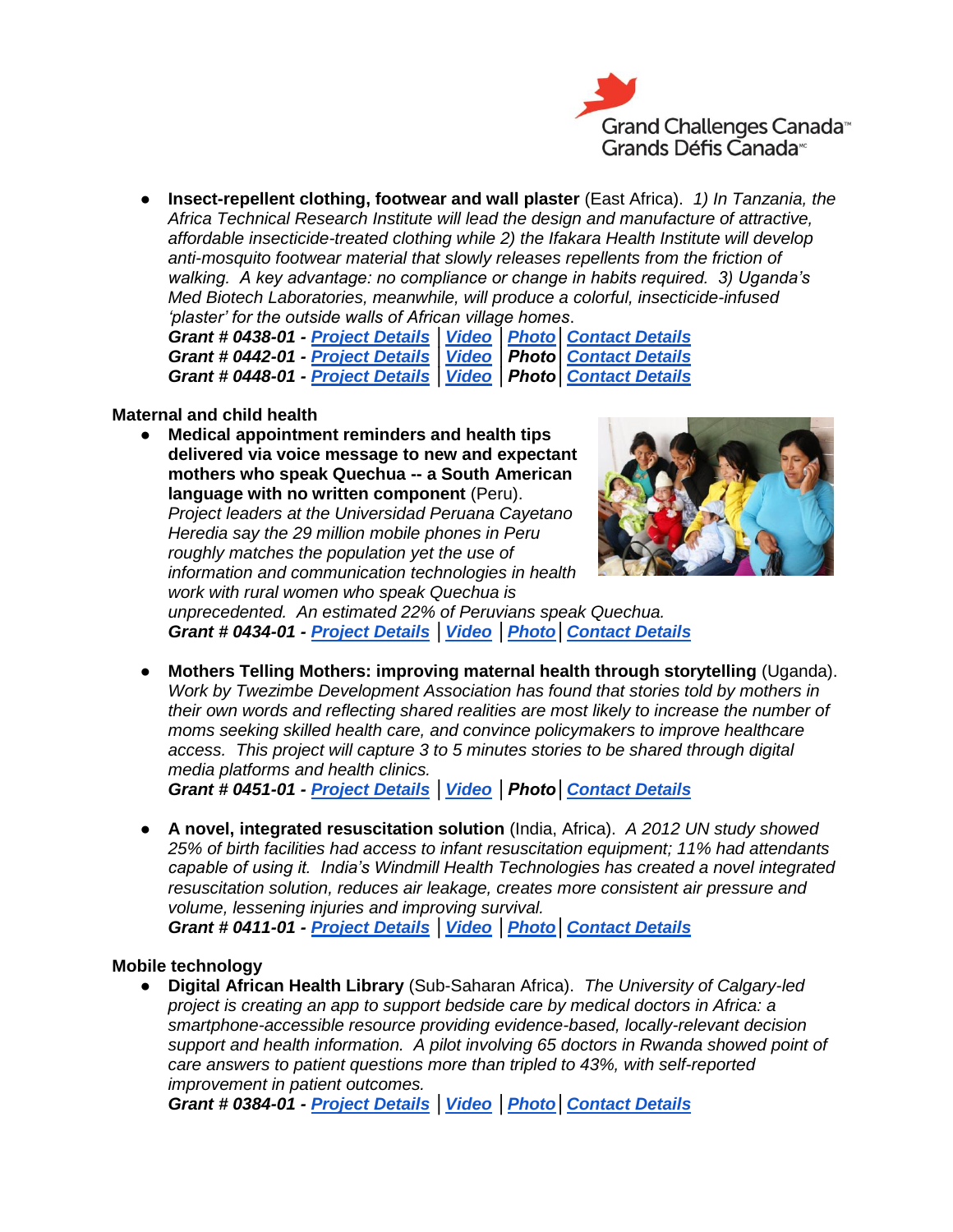- **Insect-repellent clothing, footwear and wall plaster** (East Africa). *1) In Tanzania, the Africa Technical Research Institute will lead the design and manufacture of attractive, affordable insecticide-treated clothing while 2) the Ifakara Health Institute will develop anti-mosquito footwear material that slowly releases repellents from the friction of walking. A key advantage: no compliance or change in habits required. 3) Uganda's Med Biotech Laboratories, meanwhile, will produce a colorful, insecticide-infused 'plaster' for the outside walls of African village homes*.
  ***Grant # 0438-01 - Project Details** | **Video** | **Photo** | **Contact Details***
  ***Grant # 0442-01 - Project Details** | **Video** | **Photo** | **Contact Details***
  ***Grant # 0448-01 - Project Details** | **Video** | **Photo** | **Contact Details***

**Maternal and child health**

- **Medical appointment reminders and health tips delivered via voice message to new and expectant mothers who speak Quechua -- a South American language with no written component** (Peru). *Project leaders at the Universidad Peruana Cayetano Heredia say the 29 million mobile phones in Peru roughly matches the population yet the use of information and communication technologies in health work with rural women who speak Quechua is unprecedented. An estimated 22% of Peruvians speak Quechua.*
  ***Grant # 0434-01 - Project Details** | **Video** | **Photo** | **Contact Details***

- **Mothers Telling Mothers: improving maternal health through storytelling** (Uganda). *Work by Twezimbe Development Association has found that stories told by mothers in their own words and reflecting shared realities are most likely to increase the number of moms seeking skilled health care, and convince policymakers to improve healthcare access. This project will capture 3 to 5 minutes stories to be shared through digital media platforms and health clinics.*
  ***Grant # 0451-01 - Project Details** | **Video** | **Photo** | **Contact Details***

- **A novel, integrated resuscitation solution** (India, Africa). *A 2012 UN study showed 25% of birth facilities had access to infant resuscitation equipment; 11% had attendants capable of using it. India's Windmill Health Technologies has created a novel integrated resuscitation solution, reduces air leakage, creates more consistent air pressure and volume, lessening injuries and improving survival.*
  ***Grant # 0411-01 - Project Details** | **Video** | **Photo** | **Contact Details***

**Mobile technology**

- **Digital African Health Library** (Sub-Saharan Africa). *The University of Calgary-led project is creating an app to support bedside care by medical doctors in Africa: a smartphone-accessible resource providing evidence-based, locally-relevant decision support and health information. A pilot involving 65 doctors in Rwanda showed point of care answers to patient questions more than tripled to 43%, with self-reported improvement in patient outcomes.*
  ***Grant # 0384-01 - Project Details** | **Video** | **Photo** | **Contact Details***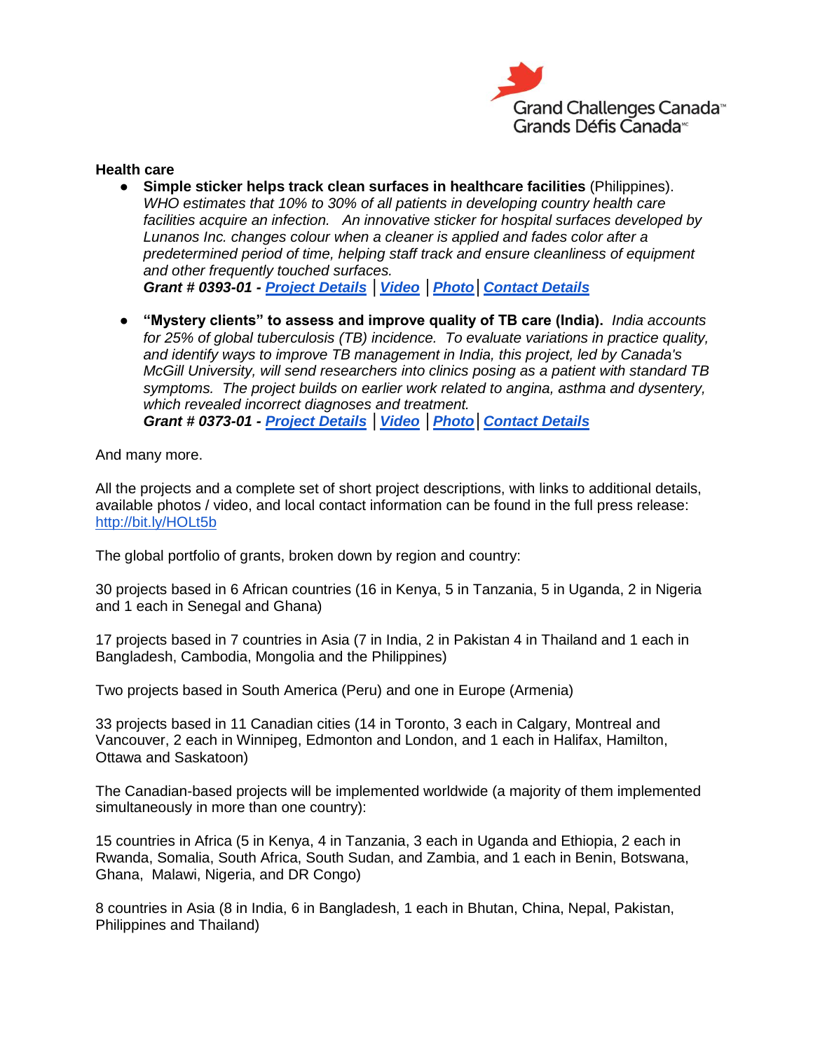**Health care**

- **Simple sticker helps track clean surfaces in healthcare facilities** (Philippines). *WHO estimates that 10% to 30% of all patients in developing country health care facilities acquire an infection. An innovative sticker for hospital surfaces developed by Lunanos Inc. changes colour when a cleaner is applied and fades color after a predetermined period of time, helping staff track and ensure cleanliness of equipment and other frequently touched surfaces.*
  ***Grant # 0393-01 -*** ***Project Details*** | ***Video*** | ***Photo*** | ***Contact Details***

- **"Mystery clients" to assess and improve quality of TB care (India).** *India accounts for 25% of global tuberculosis (TB) incidence. To evaluate variations in practice quality, and identify ways to improve TB management in India, this project, led by Canada's McGill University, will send researchers into clinics posing as a patient with standard TB symptoms. The project builds on earlier work related to angina, asthma and dysentery, which revealed incorrect diagnoses and treatment.*
  ***Grant # 0373-01 -*** ***Project Details*** | ***Video*** | ***Photo*** | ***Contact Details***

And many more.

All the projects and a complete set of short project descriptions, with links to additional details, available photos / video, and local contact information can be found in the full press release: http://bit.ly/HOLt5b

The global portfolio of grants, broken down by region and country:

30 projects based in 6 African countries (16 in Kenya, 5 in Tanzania, 5 in Uganda, 2 in Nigeria and 1 each in Senegal and Ghana)

17 projects based in 7 countries in Asia (7 in India, 2 in Pakistan 4 in Thailand and 1 each in Bangladesh, Cambodia, Mongolia and the Philippines)

Two projects based in South America (Peru) and one in Europe (Armenia)

33 projects based in 11 Canadian cities (14 in Toronto, 3 each in Calgary, Montreal and Vancouver, 2 each in Winnipeg, Edmonton and London, and 1 each in Halifax, Hamilton, Ottawa and Saskatoon)

The Canadian-based projects will be implemented worldwide (a majority of them implemented simultaneously in more than one country):

15 countries in Africa (5 in Kenya, 4 in Tanzania, 3 each in Uganda and Ethiopia, 2 each in Rwanda, Somalia, South Africa, South Sudan, and Zambia, and 1 each in Benin, Botswana, Ghana, Malawi, Nigeria, and DR Congo)

8 countries in Asia (8 in India, 6 in Bangladesh, 1 each in Bhutan, China, Nepal, Pakistan, Philippines and Thailand)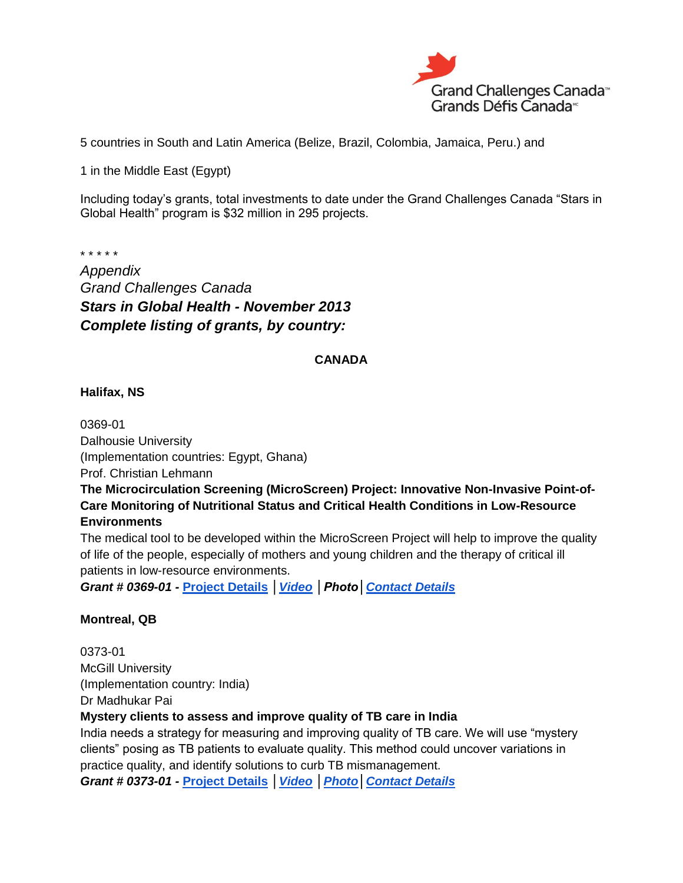5 countries in South and Latin America (Belize, Brazil, Colombia, Jamaica, Peru.) and

1 in the Middle East (Egypt)

Including today's grants, total investments to date under the Grand Challenges Canada "Stars in Global Health" program is $32 million in 295 projects.

\* \* \* \* \*

*Appendix*
*Grand Challenges Canada*
***Stars in Global Health - November 2013***
***Complete listing of grants, by country:***

**CANADA**

**Halifax, NS**

0369-01
Dalhousie University
(Implementation countries: Egypt, Ghana)
Prof. Christian Lehmann
**The Microcirculation Screening (MicroScreen) Project: Innovative Non-Invasive Point-of-Care Monitoring of Nutritional Status and Critical Health Conditions in Low-Resource Environments**
The medical tool to be developed within the MicroScreen Project will help to improve the quality of life of the people, especially of mothers and young children and the therapy of critical ill patients in low-resource environments.
***Grant # 0369-01 -*** **Project Details** | ***Video*** | ***Photo*** | ***Contact Details***

**Montreal, QB**

0373-01
McGill University
(Implementation country: India)
Dr Madhukar Pai
**Mystery clients to assess and improve quality of TB care in India**
India needs a strategy for measuring and improving quality of TB care. We will use "mystery clients" posing as TB patients to evaluate quality. This method could uncover variations in practice quality, and identify solutions to curb TB mismanagement.
***Grant # 0373-01 -*** **Project Details** | ***Video*** | ***Photo*** | ***Contact Details***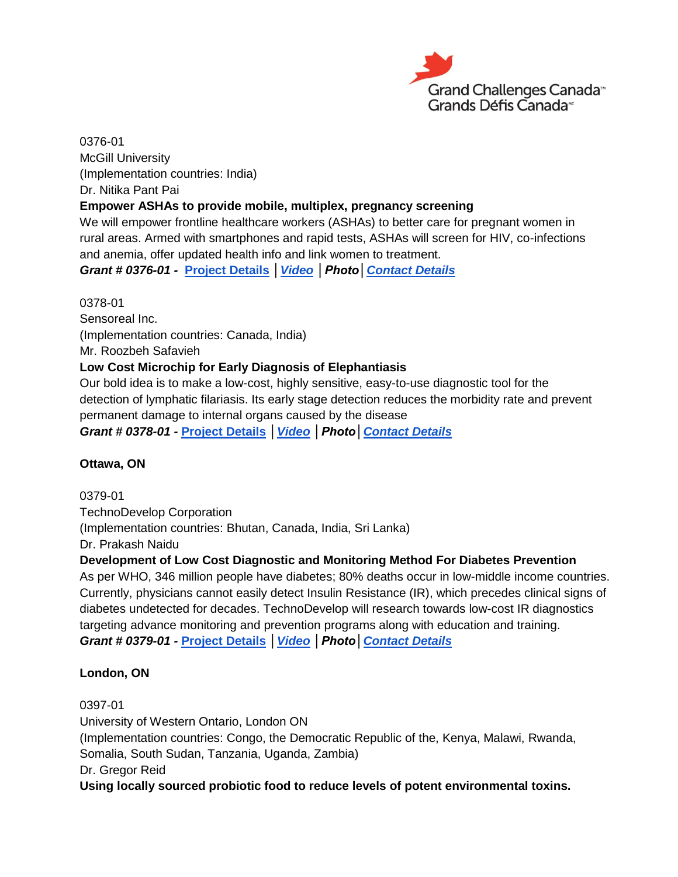0376-01
McGill University
(Implementation countries: India)
Dr. Nitika Pant Pai

**Empower ASHAs to provide mobile, multiplex, pregnancy screening**

We will empower frontline healthcare workers (ASHAs) to better care for pregnant women in rural areas. Armed with smartphones and rapid tests, ASHAs will screen for HIV, co-infections and anemia, offer updated health info and link women to treatment.

***Grant # 0376-01 -*** **Project Details** | ***Video*** | ***Photo*** | ***Contact Details***

0378-01
Sensoreal Inc.
(Implementation countries: Canada, India)
Mr. Roozbeh Safavieh

**Low Cost Microchip for Early Diagnosis of Elephantiasis**

Our bold idea is to make a low-cost, highly sensitive, easy-to-use diagnostic tool for the detection of lymphatic filariasis. Its early stage detection reduces the morbidity rate and prevent permanent damage to internal organs caused by the disease

***Grant # 0378-01 -*** **Project Details** | ***Video*** | ***Photo*** | ***Contact Details***

**Ottawa, ON**

0379-01
TechnoDevelop Corporation
(Implementation countries: Bhutan, Canada, India, Sri Lanka)
Dr. Prakash Naidu

**Development of Low Cost Diagnostic and Monitoring Method For Diabetes Prevention**

As per WHO, 346 million people have diabetes; 80% deaths occur in low-middle income countries. Currently, physicians cannot easily detect Insulin Resistance (IR), which precedes clinical signs of diabetes undetected for decades. TechnoDevelop will research towards low-cost IR diagnostics targeting advance monitoring and prevention programs along with education and training.

***Grant # 0379-01 -*** **Project Details** | ***Video*** | ***Photo*** | ***Contact Details***

**London, ON**

0397-01
University of Western Ontario, London ON
(Implementation countries: Congo, the Democratic Republic of the, Kenya, Malawi, Rwanda, Somalia, South Sudan, Tanzania, Uganda, Zambia)
Dr. Gregor Reid

**Using locally sourced probiotic food to reduce levels of potent environmental toxins.**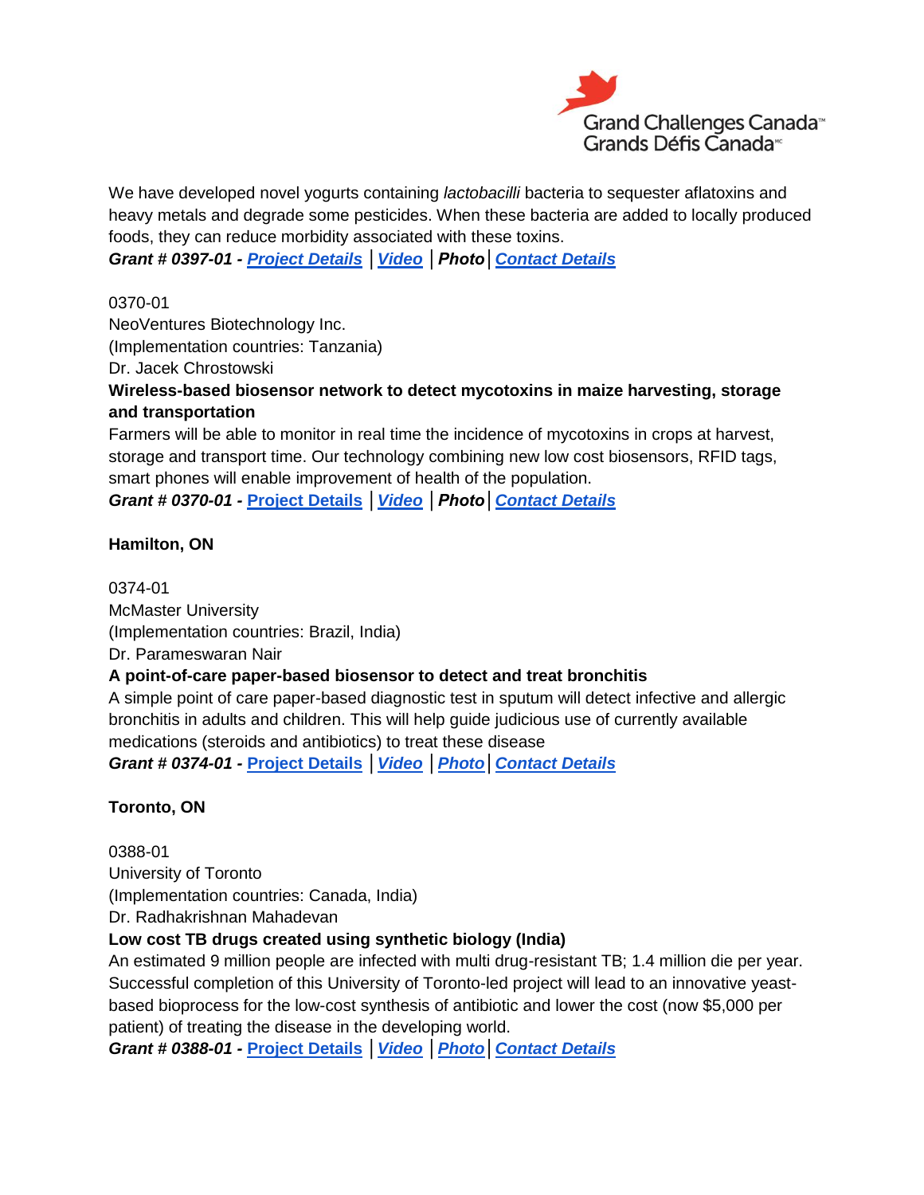We have developed novel yogurts containing *lactobacilli* bacteria to sequester aflatoxins and heavy metals and degrade some pesticides. When these bacteria are added to locally produced foods, they can reduce morbidity associated with these toxins.

***Grant # 0397-01 -*** ***Project Details*** | ***Video*** | ***Photo*** | ***Contact Details***

0370-01
NeoVentures Biotechnology Inc.
(Implementation countries: Tanzania)
Dr. Jacek Chrostowski

**Wireless-based biosensor network to detect mycotoxins in maize harvesting, storage and transportation**

Farmers will be able to monitor in real time the incidence of mycotoxins in crops at harvest, storage and transport time. Our technology combining new low cost biosensors, RFID tags, smart phones will enable improvement of health of the population.

***Grant # 0370-01 -*** ***Project Details*** | ***Video*** | ***Photo*** | ***Contact Details***

**Hamilton, ON**

0374-01
McMaster University
(Implementation countries: Brazil, India)
Dr. Parameswaran Nair

**A point-of-care paper-based biosensor to detect and treat bronchitis**

A simple point of care paper-based diagnostic test in sputum will detect infective and allergic bronchitis in adults and children. This will help guide judicious use of currently available medications (steroids and antibiotics) to treat these disease

***Grant # 0374-01 -*** ***Project Details*** | ***Video*** | ***Photo*** | ***Contact Details***

**Toronto, ON**

0388-01
University of Toronto
(Implementation countries: Canada, India)
Dr. Radhakrishnan Mahadevan

**Low cost TB drugs created using synthetic biology (India)**

An estimated 9 million people are infected with multi drug-resistant TB; 1.4 million die per year. Successful completion of this University of Toronto-led project will lead to an innovative yeast-based bioprocess for the low-cost synthesis of antibiotic and lower the cost (now $5,000 per patient) of treating the disease in the developing world.

***Grant # 0388-01 -*** ***Project Details*** | ***Video*** | ***Photo*** | ***Contact Details***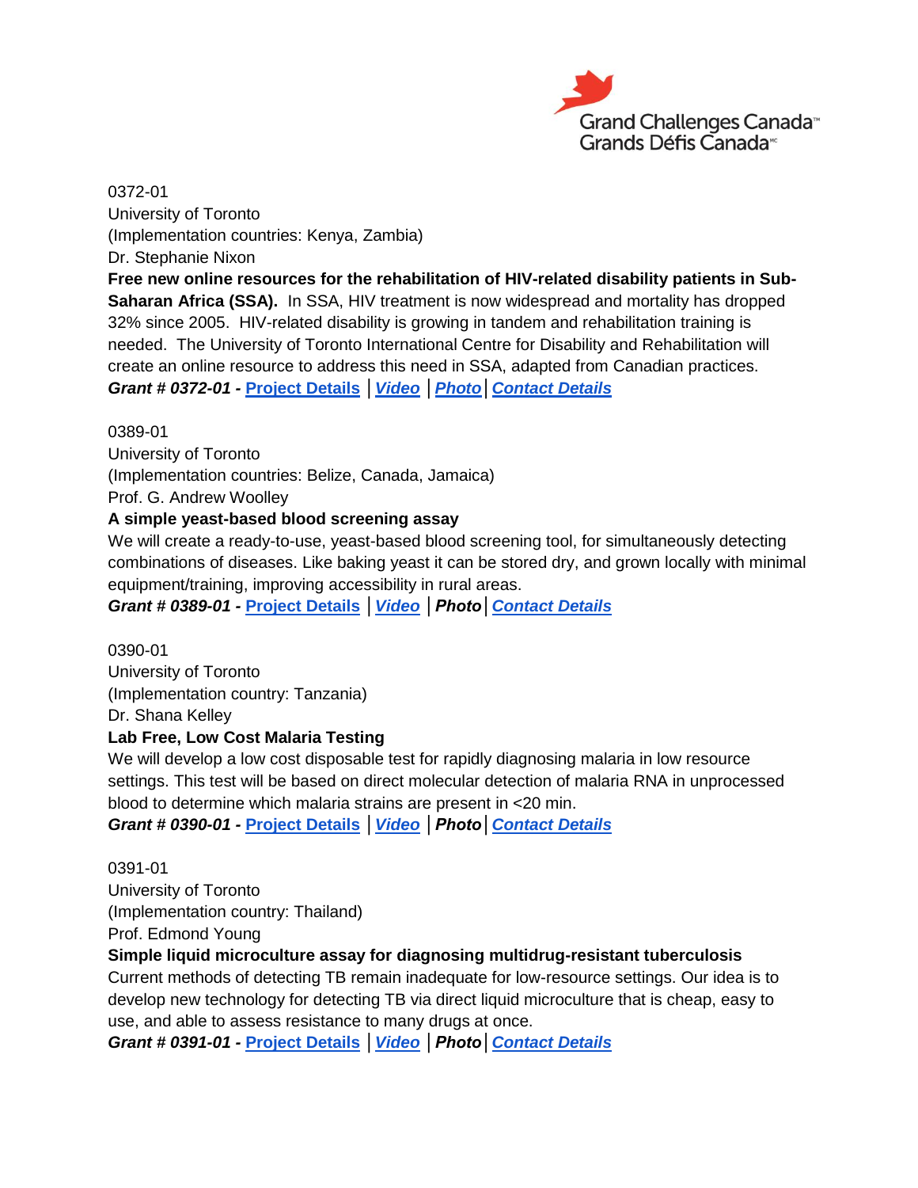0372-01
University of Toronto
(Implementation countries: Kenya, Zambia)
Dr. Stephanie Nixon

**Free new online resources for the rehabilitation of HIV-related disability patients in Sub-Saharan Africa (SSA).** In SSA, HIV treatment is now widespread and mortality has dropped 32% since 2005. HIV-related disability is growing in tandem and rehabilitation training is needed. The University of Toronto International Centre for Disability and Rehabilitation will create an online resource to address this need in SSA, adapted from Canadian practices.

***Grant # 0372-01 -*** **Project Details** | ***Video*** | ***Photo*** | ***Contact Details***

0389-01
University of Toronto
(Implementation countries: Belize, Canada, Jamaica)
Prof. G. Andrew Woolley

**A simple yeast-based blood screening assay**

We will create a ready-to-use, yeast-based blood screening tool, for simultaneously detecting combinations of diseases. Like baking yeast it can be stored dry, and grown locally with minimal equipment/training, improving accessibility in rural areas.

***Grant # 0389-01 -*** **Project Details** | ***Video*** | ***Photo*** | ***Contact Details***

0390-01
University of Toronto
(Implementation country: Tanzania)
Dr. Shana Kelley

**Lab Free, Low Cost Malaria Testing**

We will develop a low cost disposable test for rapidly diagnosing malaria in low resource settings. This test will be based on direct molecular detection of malaria RNA in unprocessed blood to determine which malaria strains are present in <20 min.

***Grant # 0390-01 -*** **Project Details** | ***Video*** | ***Photo*** | ***Contact Details***

0391-01
University of Toronto
(Implementation country: Thailand)
Prof. Edmond Young

**Simple liquid microculture assay for diagnosing multidrug-resistant tuberculosis**

Current methods of detecting TB remain inadequate for low-resource settings. Our idea is to develop new technology for detecting TB via direct liquid microculture that is cheap, easy to use, and able to assess resistance to many drugs at once.

***Grant # 0391-01 -*** **Project Details** | ***Video*** | ***Photo*** | ***Contact Details***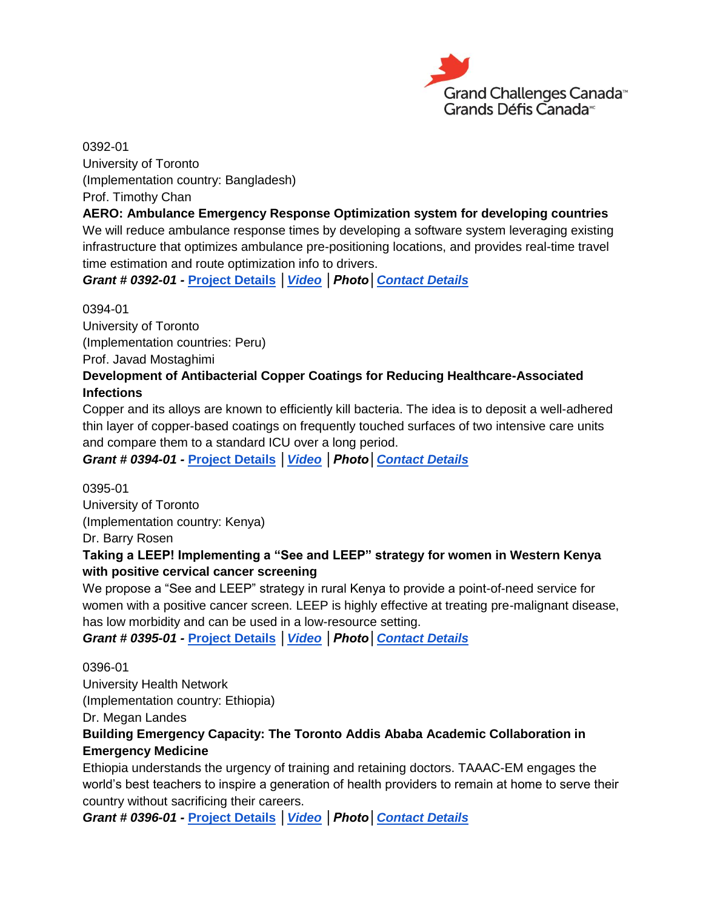0392-01
University of Toronto
(Implementation country: Bangladesh)
Prof. Timothy Chan

**AERO: Ambulance Emergency Response Optimization system for developing countries**

We will reduce ambulance response times by developing a software system leveraging existing infrastructure that optimizes ambulance pre-positioning locations, and provides real-time travel time estimation and route optimization info to drivers.

***Grant # 0392-01 -*** ***Project Details*** | ***Video*** | ***Photo*** | ***Contact Details***

0394-01
University of Toronto
(Implementation countries: Peru)
Prof. Javad Mostaghimi

**Development of Antibacterial Copper Coatings for Reducing Healthcare-Associated Infections**

Copper and its alloys are known to efficiently kill bacteria. The idea is to deposit a well-adhered thin layer of copper-based coatings on frequently touched surfaces of two intensive care units and compare them to a standard ICU over a long period.

***Grant # 0394-01 -*** ***Project Details*** | ***Video*** | ***Photo*** | ***Contact Details***

0395-01
University of Toronto
(Implementation country: Kenya)
Dr. Barry Rosen

**Taking a LEEP! Implementing a “See and LEEP” strategy for women in Western Kenya with positive cervical cancer screening**

We propose a “See and LEEP” strategy in rural Kenya to provide a point-of-need service for women with a positive cancer screen. LEEP is highly effective at treating pre-malignant disease, has low morbidity and can be used in a low-resource setting.

***Grant # 0395-01 -*** ***Project Details*** | ***Video*** | ***Photo*** | ***Contact Details***

0396-01
University Health Network
(Implementation country: Ethiopia)
Dr. Megan Landes

**Building Emergency Capacity: The Toronto Addis Ababa Academic Collaboration in Emergency Medicine**

Ethiopia understands the urgency of training and retaining doctors. TAAAC-EM engages the world’s best teachers to inspire a generation of health providers to remain at home to serve their country without sacrificing their careers.

***Grant # 0396-01 -*** ***Project Details*** | ***Video*** | ***Photo*** | ***Contact Details***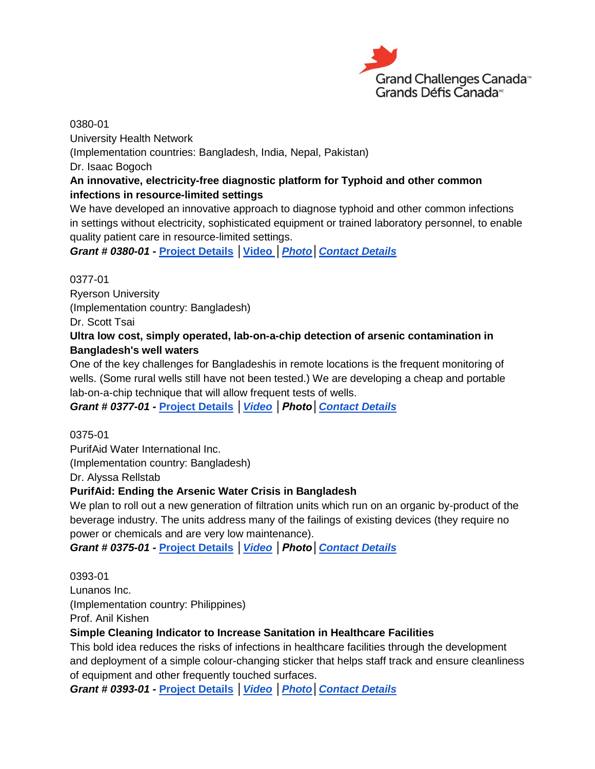0380-01
University Health Network
(Implementation countries: Bangladesh, India, Nepal, Pakistan)
Dr. Isaac Bogoch

**An innovative, electricity-free diagnostic platform for Typhoid and other common infections in resource-limited settings**

We have developed an innovative approach to diagnose typhoid and other common infections in settings without electricity, sophisticated equipment or trained laboratory personnel, to enable quality patient care in resource-limited settings.

***Grant # 0380-01 -*** **Project Details** | **Video** | ***Photo*** | ***Contact Details***

0377-01
Ryerson University
(Implementation country: Bangladesh)
Dr. Scott Tsai

**Ultra low cost, simply operated, lab-on-a-chip detection of arsenic contamination in Bangladesh's well waters**

One of the key challenges for Bangladeshis in remote locations is the frequent monitoring of wells. (Some rural wells still have not been tested.) We are developing a cheap and portable lab-on-a-chip technique that will allow frequent tests of wells.

***Grant # 0377-01 -*** **Project Details** | ***Video*** | ***Photo*** | ***Contact Details***

0375-01
PurifAid Water International Inc.
(Implementation country: Bangladesh)
Dr. Alyssa Rellstab

**PurifAid: Ending the Arsenic Water Crisis in Bangladesh**

We plan to roll out a new generation of filtration units which run on an organic by-product of the beverage industry. The units address many of the failings of existing devices (they require no power or chemicals and are very low maintenance).

***Grant # 0375-01 -*** **Project Details** | ***Video*** | ***Photo*** | ***Contact Details***

0393-01
Lunanos Inc.
(Implementation country: Philippines)
Prof. Anil Kishen

**Simple Cleaning Indicator to Increase Sanitation in Healthcare Facilities**

This bold idea reduces the risks of infections in healthcare facilities through the development and deployment of a simple colour-changing sticker that helps staff track and ensure cleanliness of equipment and other frequently touched surfaces.

***Grant # 0393-01 -*** **Project Details** | ***Video*** | ***Photo*** | ***Contact Details***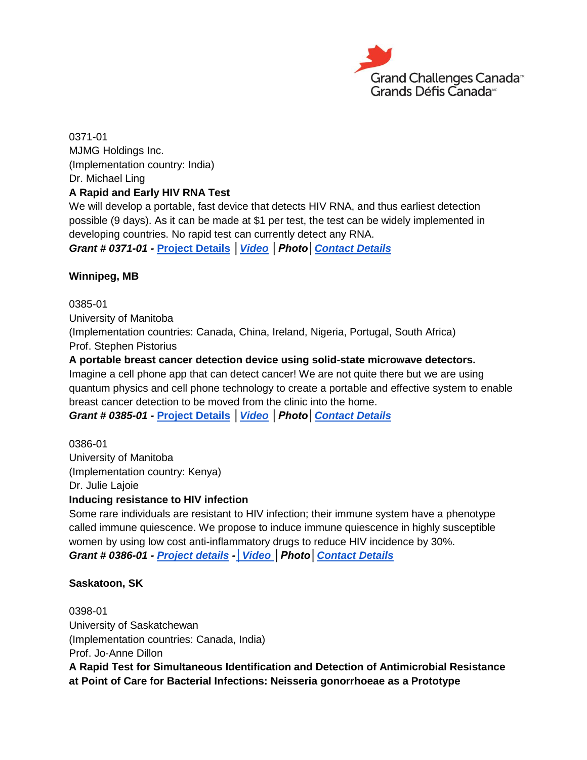0371-01
MJMG Holdings Inc.
(Implementation country: India)
Dr. Michael Ling

**A Rapid and Early HIV RNA Test**

We will develop a portable, fast device that detects HIV RNA, and thus earliest detection possible (9 days). As it can be made at $1 per test, the test can be widely implemented in developing countries. No rapid test can currently detect any RNA.

***Grant # 0371-01 -*** **Project Details** | ***Video*** | ***Photo*** | ***Contact Details***

**Winnipeg, MB**

0385-01
University of Manitoba
(Implementation countries: Canada, China, Ireland, Nigeria, Portugal, South Africa)
Prof. Stephen Pistorius

**A portable breast cancer detection device using solid-state microwave detectors.**

Imagine a cell phone app that can detect cancer! We are not quite there but we are using quantum physics and cell phone technology to create a portable and effective system to enable breast cancer detection to be moved from the clinic into the home.

***Grant # 0385-01 -*** **Project Details** | ***Video*** | ***Photo*** | ***Contact Details***

0386-01
University of Manitoba
(Implementation country: Kenya)
Dr. Julie Lajoie

**Inducing resistance to HIV infection**

Some rare individuals are resistant to HIV infection; their immune system have a phenotype called immune quiescence. We propose to induce immune quiescence in highly susceptible women by using low cost anti-inflammatory drugs to reduce HIV incidence by 30%.

***Grant # 0386-01 - Project details*** **-** | ***Video*** | ***Photo*** | ***Contact Details***

**Saskatoon, SK**

0398-01
University of Saskatchewan
(Implementation countries: Canada, India)
Prof. Jo-Anne Dillon

**A Rapid Test for Simultaneous Identification and Detection of Antimicrobial Resistance at Point of Care for Bacterial Infections: Neisseria gonorrhoeae as a Prototype**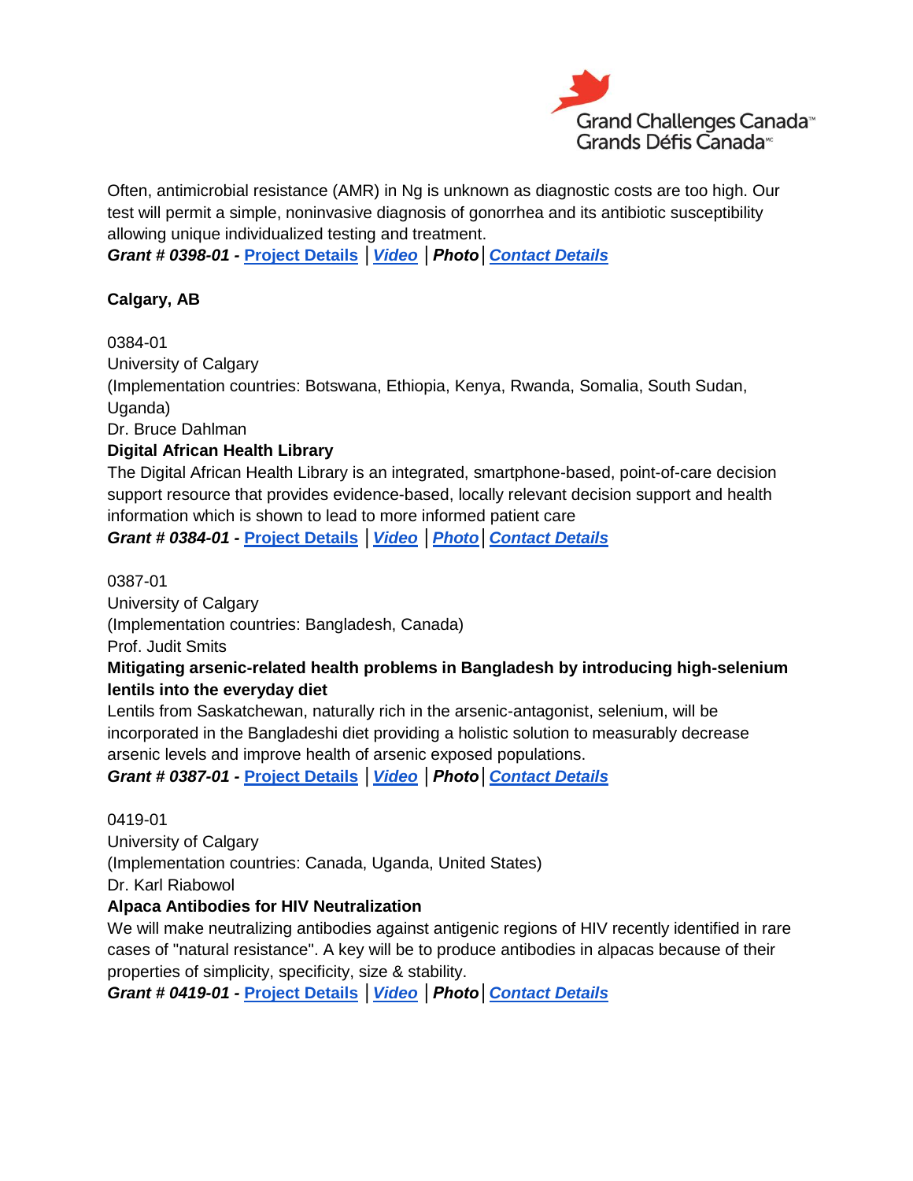Often, antimicrobial resistance (AMR) in Ng is unknown as diagnostic costs are too high. Our test will permit a simple, noninvasive diagnosis of gonorrhea and its antibiotic susceptibility allowing unique individualized testing and treatment.
***Grant # 0398-01 -*** **Project Details** | ***Video*** | ***Photo*** | ***Contact Details***

**Calgary, AB**

0384-01
University of Calgary
(Implementation countries: Botswana, Ethiopia, Kenya, Rwanda, Somalia, South Sudan, Uganda)
Dr. Bruce Dahlman
**Digital African Health Library**
The Digital African Health Library is an integrated, smartphone-based, point-of-care decision support resource that provides evidence-based, locally relevant decision support and health information which is shown to lead to more informed patient care
***Grant # 0384-01 -*** **Project Details** | ***Video*** | ***Photo*** | ***Contact Details***

0387-01
University of Calgary
(Implementation countries: Bangladesh, Canada)
Prof. Judit Smits
**Mitigating arsenic-related health problems in Bangladesh by introducing high-selenium lentils into the everyday diet**
Lentils from Saskatchewan, naturally rich in the arsenic-antagonist, selenium, will be incorporated in the Bangladeshi diet providing a holistic solution to measurably decrease arsenic levels and improve health of arsenic exposed populations.
***Grant # 0387-01 -*** **Project Details** | ***Video*** | ***Photo*** | ***Contact Details***

0419-01
University of Calgary
(Implementation countries: Canada, Uganda, United States)
Dr. Karl Riabowol
**Alpaca Antibodies for HIV Neutralization**
We will make neutralizing antibodies against antigenic regions of HIV recently identified in rare cases of "natural resistance". A key will be to produce antibodies in alpacas because of their properties of simplicity, specificity, size & stability.
***Grant # 0419-01 -*** **Project Details** | ***Video*** | ***Photo*** | ***Contact Details***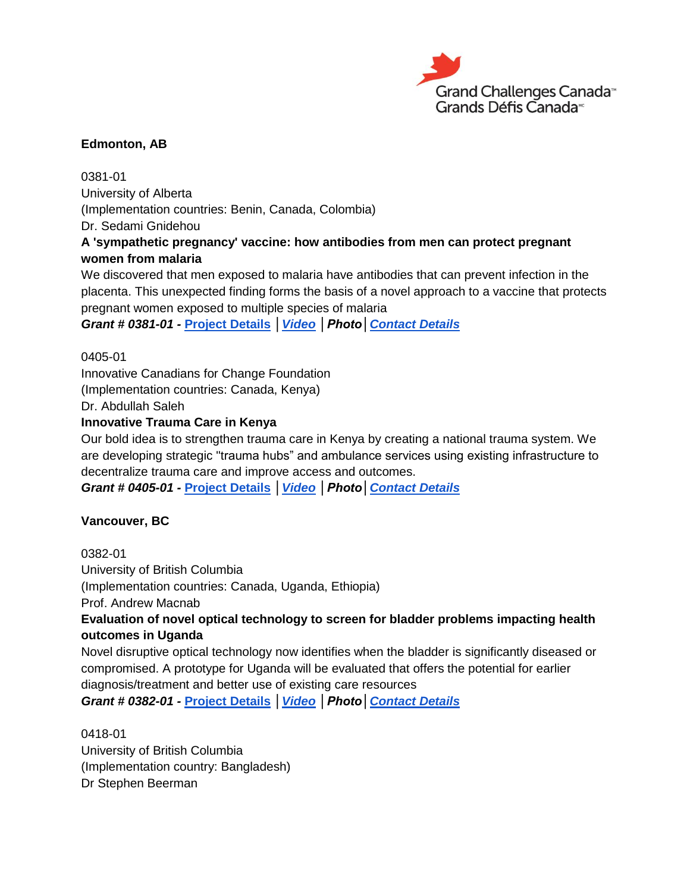**Edmonton, AB**

0381-01
University of Alberta
(Implementation countries: Benin, Canada, Colombia)
Dr. Sedami Gnidehou

**A 'sympathetic pregnancy' vaccine: how antibodies from men can protect pregnant women from malaria**

We discovered that men exposed to malaria have antibodies that can prevent infection in the placenta. This unexpected finding forms the basis of a novel approach to a vaccine that protects pregnant women exposed to multiple species of malaria

***Grant # 0381-01 -*** **Project Details** | ***Video*** | ***Photo*** | ***Contact Details***

0405-01
Innovative Canadians for Change Foundation
(Implementation countries: Canada, Kenya)
Dr. Abdullah Saleh

**Innovative Trauma Care in Kenya**

Our bold idea is to strengthen trauma care in Kenya by creating a national trauma system. We are developing strategic "trauma hubs" and ambulance services using existing infrastructure to decentralize trauma care and improve access and outcomes.

***Grant # 0405-01 -*** **Project Details** | ***Video*** | ***Photo*** | ***Contact Details***

**Vancouver, BC**

0382-01
University of British Columbia
(Implementation countries: Canada, Uganda, Ethiopia)
Prof. Andrew Macnab

**Evaluation of novel optical technology to screen for bladder problems impacting health outcomes in Uganda**

Novel disruptive optical technology now identifies when the bladder is significantly diseased or compromised. A prototype for Uganda will be evaluated that offers the potential for earlier diagnosis/treatment and better use of existing care resources

***Grant # 0382-01 -*** **Project Details** | ***Video*** | ***Photo*** | ***Contact Details***

0418-01
University of British Columbia
(Implementation country: Bangladesh)
Dr Stephen Beerman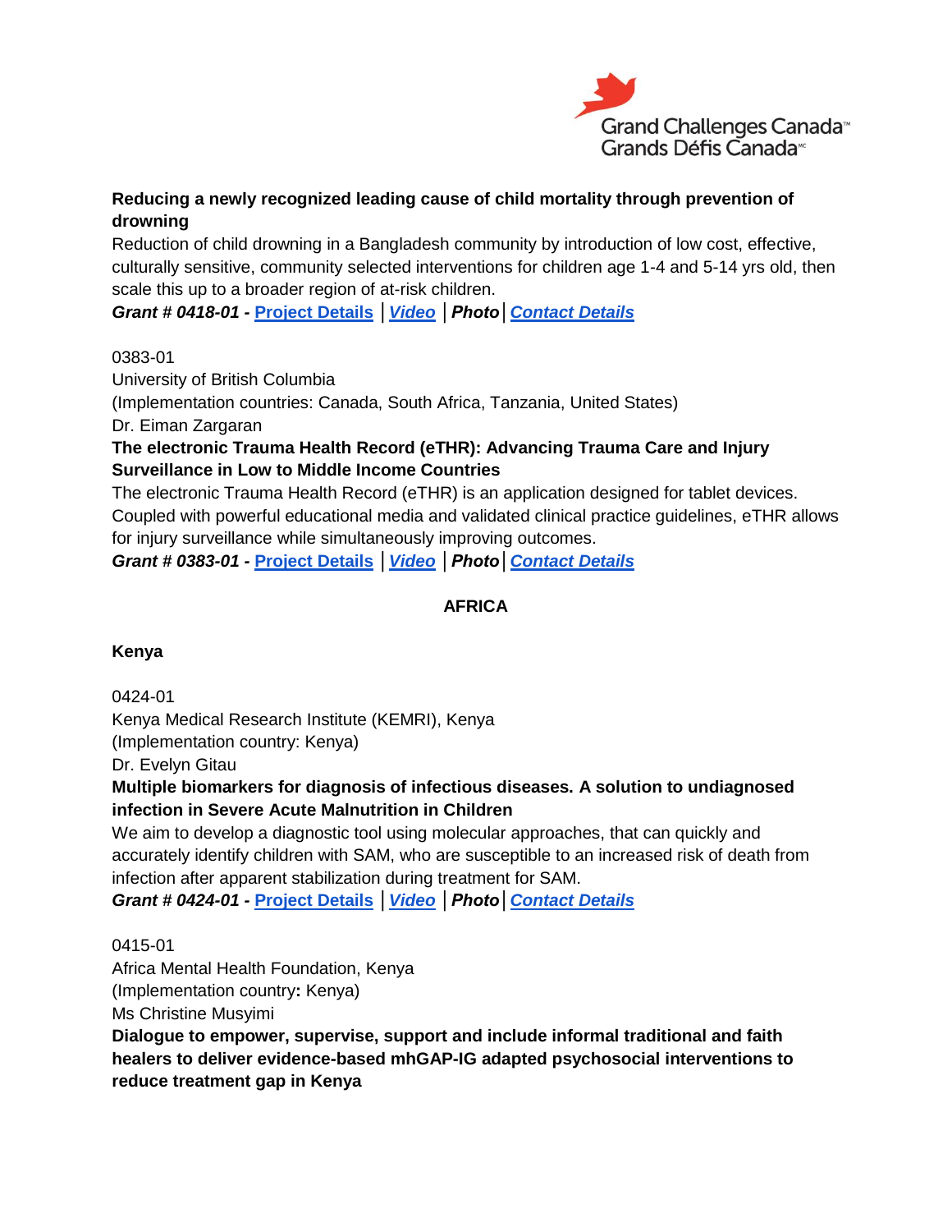**Reducing a newly recognized leading cause of child mortality through prevention of drowning**

Reduction of child drowning in a Bangladesh community by introduction of low cost, effective, culturally sensitive, community selected interventions for children age 1-4 and 5-14 yrs old, then scale this up to a broader region of at-risk children.

***Grant # 0418-01 -*** [Project Details] | ***[Video]*** | ***Photo*** | ***[Contact Details]***

0383-01
University of British Columbia
(Implementation countries: Canada, South Africa, Tanzania, United States)
Dr. Eiman Zargaran

**The electronic Trauma Health Record (eTHR): Advancing Trauma Care and Injury Surveillance in Low to Middle Income Countries**

The electronic Trauma Health Record (eTHR) is an application designed for tablet devices. Coupled with powerful educational media and validated clinical practice guidelines, eTHR allows for injury surveillance while simultaneously improving outcomes.

***Grant # 0383-01 -*** [Project Details] | ***[Video]*** | ***Photo*** | ***[Contact Details]***

## AFRICA

### Kenya

0424-01
Kenya Medical Research Institute (KEMRI), Kenya
(Implementation country: Kenya)
Dr. Evelyn Gitau

**Multiple biomarkers for diagnosis of infectious diseases. A solution to undiagnosed infection in Severe Acute Malnutrition in Children**

We aim to develop a diagnostic tool using molecular approaches, that can quickly and accurately identify children with SAM, who are susceptible to an increased risk of death from infection after apparent stabilization during treatment for SAM.

***Grant # 0424-01 -*** [Project Details] | ***[Video]*** | ***Photo*** | ***[Contact Details]***

0415-01
Africa Mental Health Foundation, Kenya
(Implementation country**:** Kenya)
Ms Christine Musyimi

**Dialogue to empower, supervise, support and include informal traditional and faith healers to deliver evidence-based mhGAP-IG adapted psychosocial interventions to reduce treatment gap in Kenya**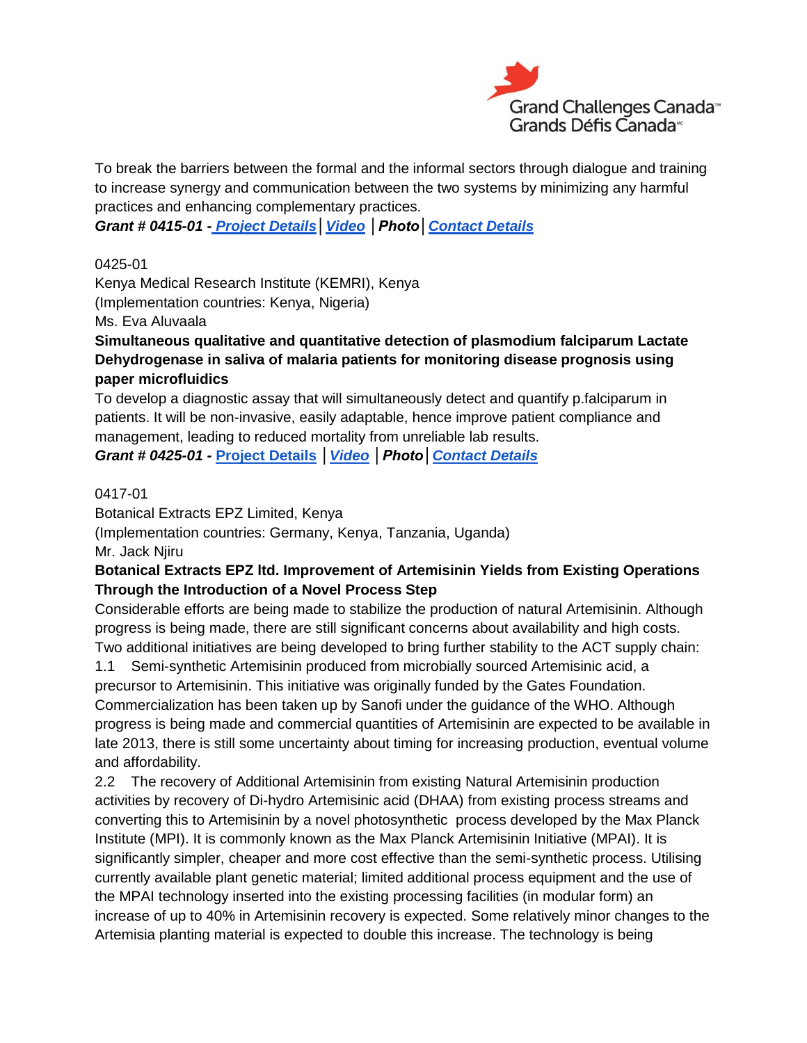To break the barriers between the formal and the informal sectors through dialogue and training to increase synergy and communication between the two systems by minimizing any harmful practices and enhancing complementary practices.

***Grant # 0415-01 - Project Details | Video | Photo | Contact Details***

0425-01

Kenya Medical Research Institute (KEMRI), Kenya

(Implementation countries: Kenya, Nigeria)

Ms. Eva Aluvaala

**Simultaneous qualitative and quantitative detection of plasmodium falciparum Lactate Dehydrogenase in saliva of malaria patients for monitoring disease prognosis using paper microfluidics**

To develop a diagnostic assay that will simultaneously detect and quantify p.falciparum in patients. It will be non-invasive, easily adaptable, hence improve patient compliance and management, leading to reduced mortality from unreliable lab results.

***Grant # 0425-01 -* Project Details *| Video | Photo | Contact Details***

0417-01

Botanical Extracts EPZ Limited, Kenya

(Implementation countries: Germany, Kenya, Tanzania, Uganda)

Mr. Jack Njiru

**Botanical Extracts EPZ ltd. Improvement of Artemisinin Yields from Existing Operations Through the Introduction of a Novel Process Step**

Considerable efforts are being made to stabilize the production of natural Artemisinin. Although progress is being made, there are still significant concerns about availability and high costs. Two additional initiatives are being developed to bring further stability to the ACT supply chain:

1.1 Semi-synthetic Artemisinin produced from microbially sourced Artemisinic acid, a precursor to Artemisinin. This initiative was originally funded by the Gates Foundation. Commercialization has been taken up by Sanofi under the guidance of the WHO. Although progress is being made and commercial quantities of Artemisinin are expected to be available in late 2013, there is still some uncertainty about timing for increasing production, eventual volume and affordability.

2.2 The recovery of Additional Artemisinin from existing Natural Artemisinin production activities by recovery of Di-hydro Artemisinic acid (DHAA) from existing process streams and converting this to Artemisinin by a novel photosynthetic process developed by the Max Planck Institute (MPI). It is commonly known as the Max Planck Artemisinin Initiative (MPAI). It is significantly simpler, cheaper and more cost effective than the semi-synthetic process. Utilising currently available plant genetic material; limited additional process equipment and the use of the MPAI technology inserted into the existing processing facilities (in modular form) an increase of up to 40% in Artemisinin recovery is expected. Some relatively minor changes to the Artemisia planting material is expected to double this increase. The technology is being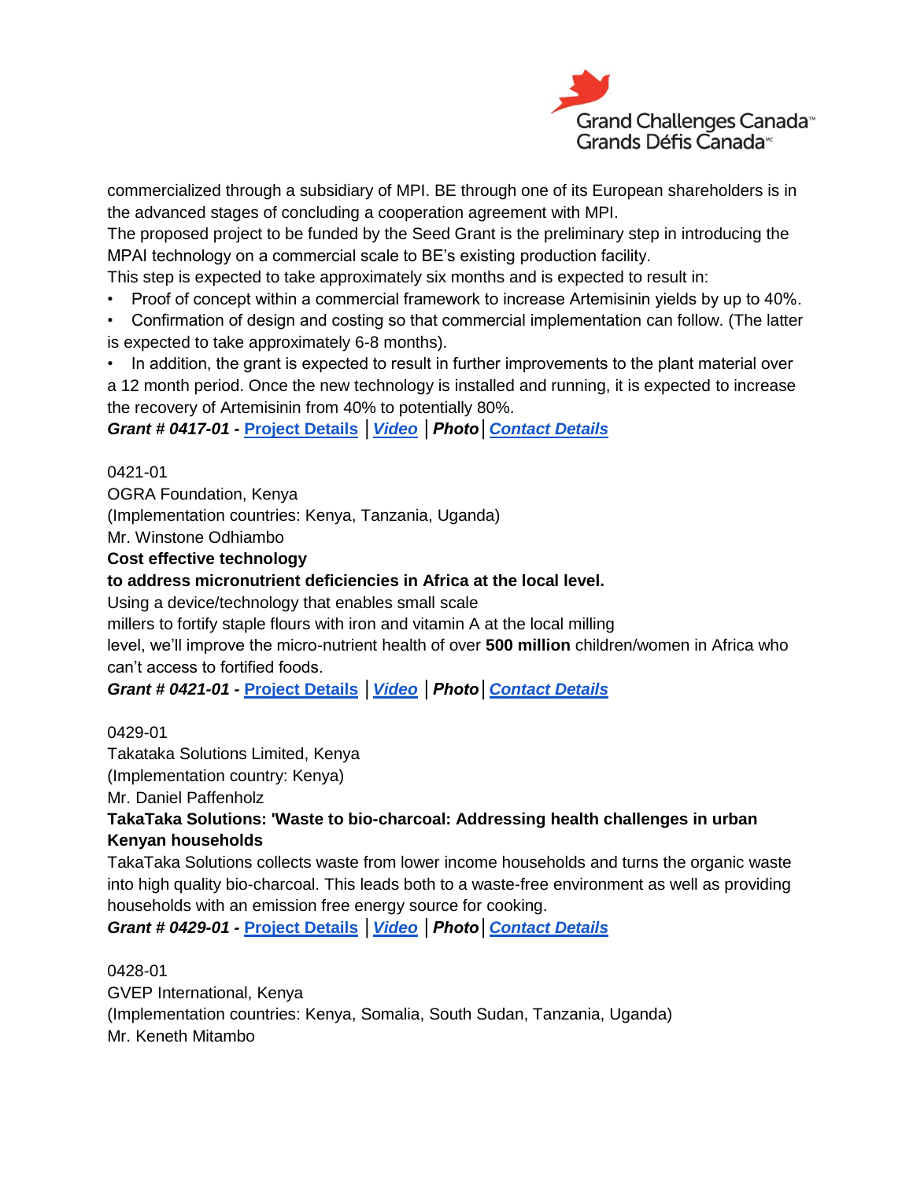commercialized through a subsidiary of MPI. BE through one of its European shareholders is in the advanced stages of concluding a cooperation agreement with MPI.
The proposed project to be funded by the Seed Grant is the preliminary step in introducing the MPAI technology on a commercial scale to BE's existing production facility.
This step is expected to take approximately six months and is expected to result in:

- Proof of concept within a commercial framework to increase Artemisinin yields by up to 40%.
- Confirmation of design and costing so that commercial implementation can follow. (The latter is expected to take approximately 6-8 months).
- In addition, the grant is expected to result in further improvements to the plant material over a 12 month period. Once the new technology is installed and running, it is expected to increase the recovery of Artemisinin from 40% to potentially 80%.

***Grant # 0417-01 -* Project Details │*Video* │*Photo*│*Contact Details***

0421-01
OGRA Foundation, Kenya
(Implementation countries: Kenya, Tanzania, Uganda)
Mr. Winstone Odhiambo
**Cost effective technology**
**to address micronutrient deficiencies in Africa at the local level.**
Using a device/technology that enables small scale
millers to fortify staple flours with iron and vitamin A at the local milling
level, we'll improve the micro-nutrient health of over **500 million** children/women in Africa who can't access to fortified foods.
***Grant # 0421-01 -* Project Details │*Video* │*Photo*│*Contact Details***

0429-01
Takataka Solutions Limited, Kenya
(Implementation country: Kenya)
Mr. Daniel Paffenholz
**TakaTaka Solutions: 'Waste to bio-charcoal: Addressing health challenges in urban Kenyan households**
TakaTaka Solutions collects waste from lower income households and turns the organic waste into high quality bio-charcoal. This leads both to a waste-free environment as well as providing households with an emission free energy source for cooking.
***Grant # 0429-01 -* Project Details │*Video* │*Photo*│*Contact Details***

0428-01
GVEP International, Kenya
(Implementation countries: Kenya, Somalia, South Sudan, Tanzania, Uganda)
Mr. Keneth Mitambo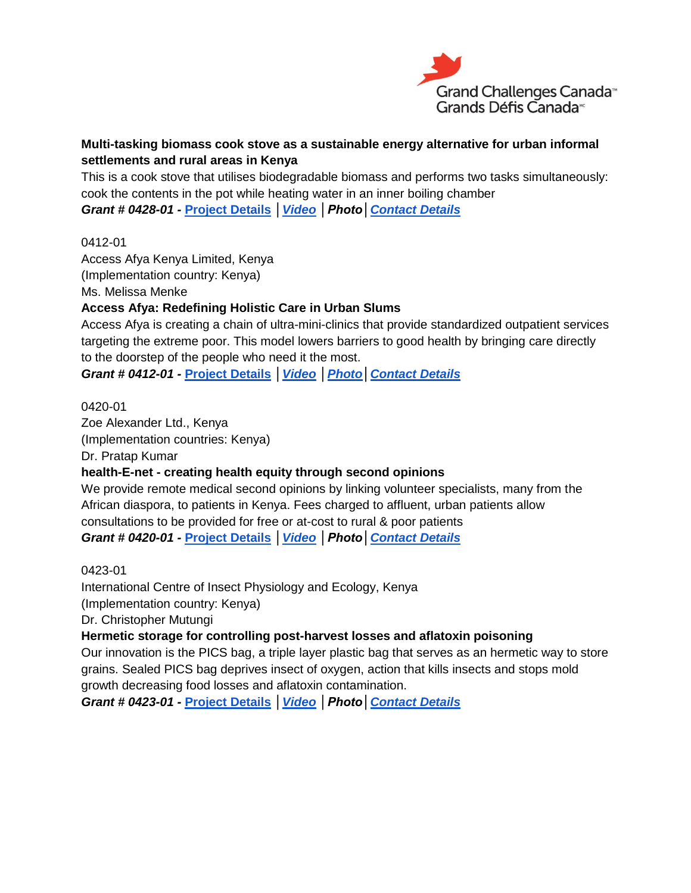**Multi-tasking biomass cook stove as a sustainable energy alternative for urban informal settlements and rural areas in Kenya**

This is a cook stove that utilises biodegradable biomass and performs two tasks simultaneously: cook the contents in the pot while heating water in an inner boiling chamber

***Grant # 0428-01 -*** Project Details | ***Video*** | ***Photo*** | ***Contact Details***

0412-01

Access Afya Kenya Limited, Kenya

(Implementation country: Kenya)

Ms. Melissa Menke

**Access Afya: Redefining Holistic Care in Urban Slums**

Access Afya is creating a chain of ultra-mini-clinics that provide standardized outpatient services targeting the extreme poor. This model lowers barriers to good health by bringing care directly to the doorstep of the people who need it the most.

***Grant # 0412-01 -*** Project Details | ***Video*** | ***Photo*** | ***Contact Details***

0420-01

Zoe Alexander Ltd., Kenya

(Implementation countries: Kenya)

Dr. Pratap Kumar

**health-E-net - creating health equity through second opinions**

We provide remote medical second opinions by linking volunteer specialists, many from the African diaspora, to patients in Kenya. Fees charged to affluent, urban patients allow consultations to be provided for free or at-cost to rural & poor patients

***Grant # 0420-01 -*** Project Details | ***Video*** | ***Photo*** | ***Contact Details***

0423-01

International Centre of Insect Physiology and Ecology, Kenya

(Implementation country: Kenya)

Dr. Christopher Mutungi

**Hermetic storage for controlling post-harvest losses and aflatoxin poisoning**

Our innovation is the PICS bag, a triple layer plastic bag that serves as an hermetic way to store grains. Sealed PICS bag deprives insect of oxygen, action that kills insects and stops mold growth decreasing food losses and aflatoxin contamination.

***Grant # 0423-01 -*** Project Details | ***Video*** | ***Photo*** | ***Contact Details***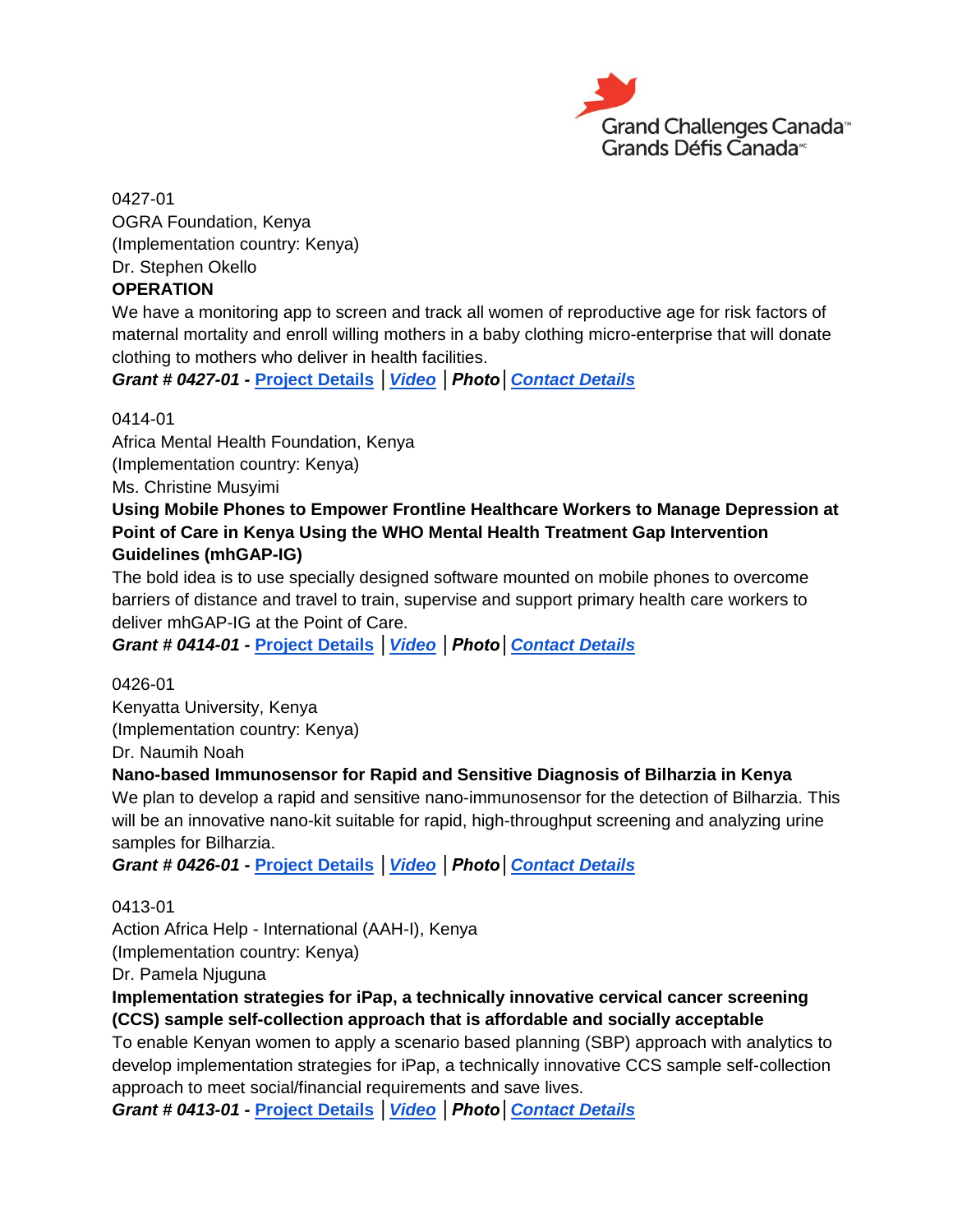0427-01
OGRA Foundation, Kenya
(Implementation country: Kenya)
Dr. Stephen Okello

**OPERATION**

We have a monitoring app to screen and track all women of reproductive age for risk factors of maternal mortality and enroll willing mothers in a baby clothing micro-enterprise that will donate clothing to mothers who deliver in health facilities.

***Grant # 0427-01 -*** Project Details | ***Video*** | ***Photo*** | ***Contact Details***

0414-01
Africa Mental Health Foundation, Kenya
(Implementation country: Kenya)
Ms. Christine Musyimi

**Using Mobile Phones to Empower Frontline Healthcare Workers to Manage Depression at Point of Care in Kenya Using the WHO Mental Health Treatment Gap Intervention Guidelines (mhGAP-IG)**

The bold idea is to use specially designed software mounted on mobile phones to overcome barriers of distance and travel to train, supervise and support primary health care workers to deliver mhGAP-IG at the Point of Care.

***Grant # 0414-01 -*** Project Details | ***Video*** | ***Photo*** | ***Contact Details***

0426-01
Kenyatta University, Kenya
(Implementation country: Kenya)
Dr. Naumih Noah

**Nano-based Immunosensor for Rapid and Sensitive Diagnosis of Bilharzia in Kenya**

We plan to develop a rapid and sensitive nano-immunosensor for the detection of Bilharzia. This will be an innovative nano-kit suitable for rapid, high-throughput screening and analyzing urine samples for Bilharzia.

***Grant # 0426-01 -*** Project Details | ***Video*** | ***Photo*** | ***Contact Details***

0413-01
Action Africa Help - International (AAH-I), Kenya
(Implementation country: Kenya)
Dr. Pamela Njuguna

**Implementation strategies for iPap, a technically innovative cervical cancer screening (CCS) sample self-collection approach that is affordable and socially acceptable**

To enable Kenyan women to apply a scenario based planning (SBP) approach with analytics to develop implementation strategies for iPap, a technically innovative CCS sample self-collection approach to meet social/financial requirements and save lives.

***Grant # 0413-01 -*** Project Details | ***Video*** | ***Photo*** | ***Contact Details***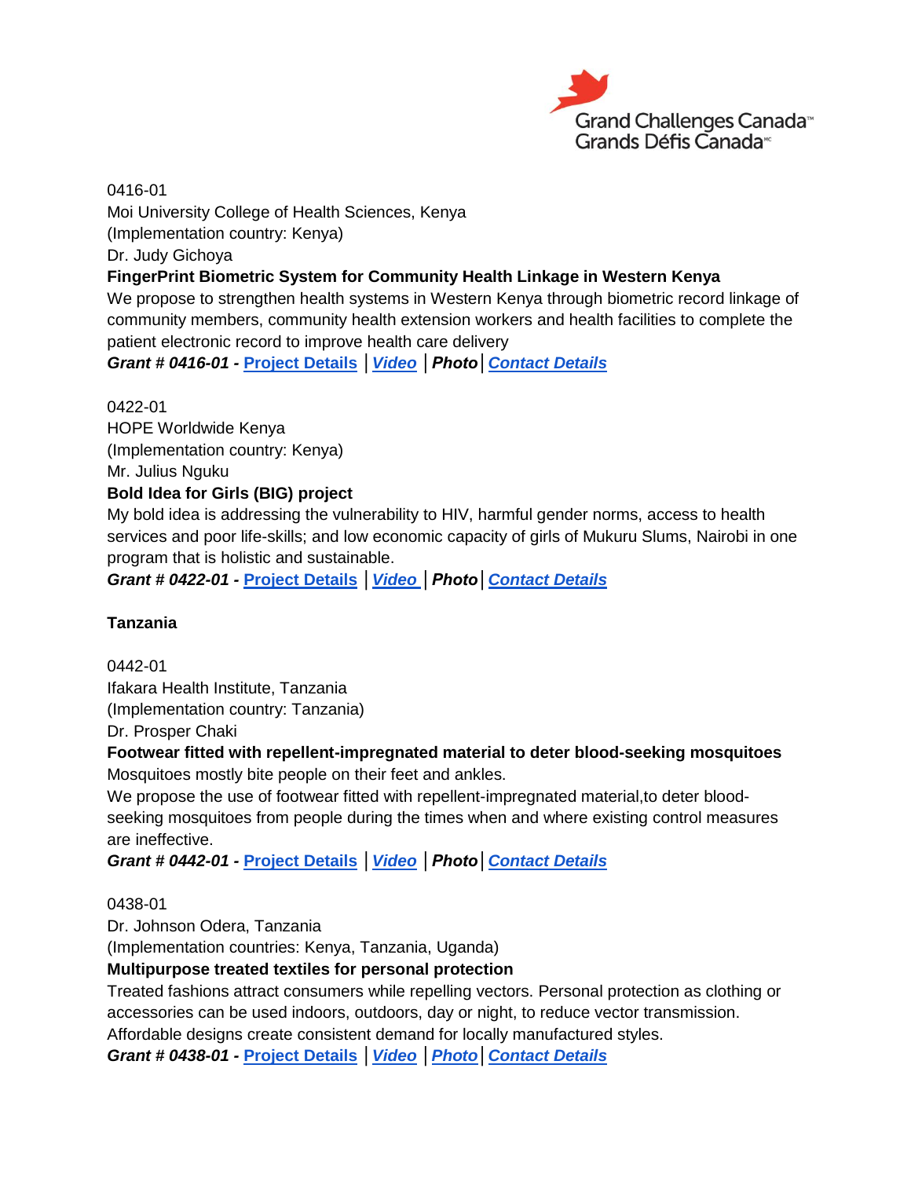0416-01
Moi University College of Health Sciences, Kenya
(Implementation country: Kenya)
Dr. Judy Gichoya
**FingerPrint Biometric System for Community Health Linkage in Western Kenya**
We propose to strengthen health systems in Western Kenya through biometric record linkage of community members, community health extension workers and health facilities to complete the patient electronic record to improve health care delivery
***Grant # 0416-01 -* Project Details │*Video* │*Photo*│*Contact Details***

0422-01
HOPE Worldwide Kenya
(Implementation country: Kenya)
Mr. Julius Nguku
**Bold Idea for Girls (BIG) project**
My bold idea is addressing the vulnerability to HIV, harmful gender norms, access to health services and poor life-skills; and low economic capacity of girls of Mukuru Slums, Nairobi in one program that is holistic and sustainable.
***Grant # 0422-01 -* Project Details │*Video* │*Photo*│*Contact Details***

**Tanzania**

0442-01
Ifakara Health Institute, Tanzania
(Implementation country: Tanzania)
Dr. Prosper Chaki
**Footwear fitted with repellent-impregnated material to deter blood-seeking mosquitoes**
Mosquitoes mostly bite people on their feet and ankles.
We propose the use of footwear fitted with repellent-impregnated material,to deter blood-seeking mosquitoes from people during the times when and where existing control measures are ineffective.
***Grant # 0442-01 -* Project Details │*Video* │*Photo*│*Contact Details***

0438-01
Dr. Johnson Odera, Tanzania
(Implementation countries: Kenya, Tanzania, Uganda)
**Multipurpose treated textiles for personal protection**
Treated fashions attract consumers while repelling vectors. Personal protection as clothing or accessories can be used indoors, outdoors, day or night, to reduce vector transmission. Affordable designs create consistent demand for locally manufactured styles.
***Grant # 0438-01 -* Project Details │*Video* │*Photo*│*Contact Details***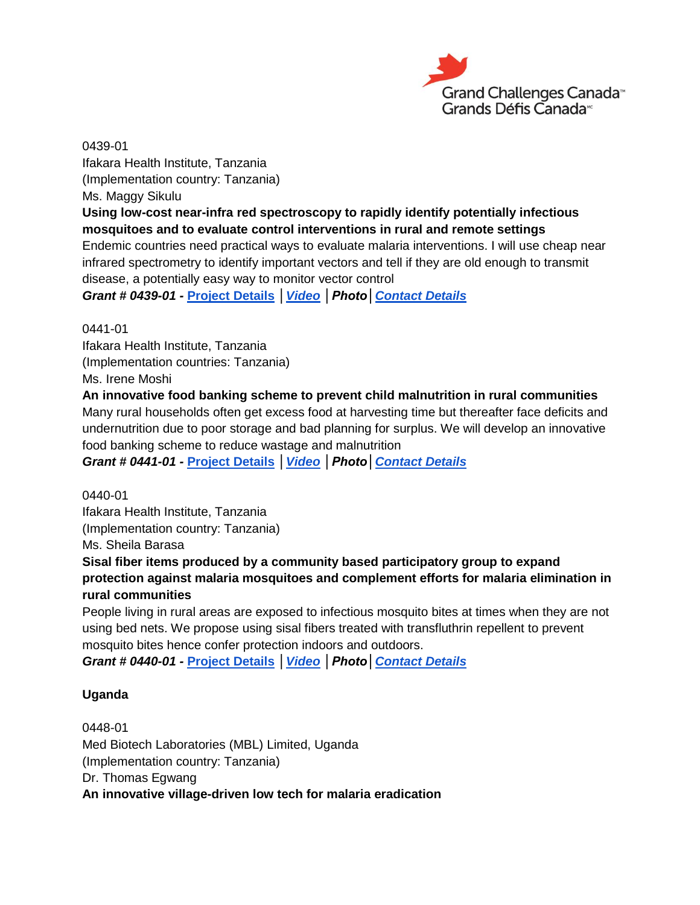0439-01
Ifakara Health Institute, Tanzania
(Implementation country: Tanzania)
Ms. Maggy Sikulu
**Using low-cost near-infra red spectroscopy to rapidly identify potentially infectious mosquitoes and to evaluate control interventions in rural and remote settings**
Endemic countries need practical ways to evaluate malaria interventions. I will use cheap near infrared spectrometry to identify important vectors and tell if they are old enough to transmit disease, a potentially easy way to monitor vector control
***Grant # 0439-01 -*** Project Details | ***Video*** | ***Photo*** | ***Contact Details***

0441-01
Ifakara Health Institute, Tanzania
(Implementation countries: Tanzania)
Ms. Irene Moshi
**An innovative food banking scheme to prevent child malnutrition in rural communities**
Many rural households often get excess food at harvesting time but thereafter face deficits and undernutrition due to poor storage and bad planning for surplus. We will develop an innovative food banking scheme to reduce wastage and malnutrition
***Grant # 0441-01 -*** Project Details | ***Video*** | ***Photo*** | ***Contact Details***

0440-01
Ifakara Health Institute, Tanzania
(Implementation country: Tanzania)
Ms. Sheila Barasa
**Sisal fiber items produced by a community based participatory group to expand protection against malaria mosquitoes and complement efforts for malaria elimination in rural communities**
People living in rural areas are exposed to infectious mosquito bites at times when they are not using bed nets. We propose using sisal fibers treated with transfluthrin repellent to prevent mosquito bites hence confer protection indoors and outdoors.
***Grant # 0440-01 -*** Project Details | ***Video*** | ***Photo*** | ***Contact Details***

**Uganda**

0448-01
Med Biotech Laboratories (MBL) Limited, Uganda
(Implementation country: Tanzania)
Dr. Thomas Egwang
**An innovative village-driven low tech for malaria eradication**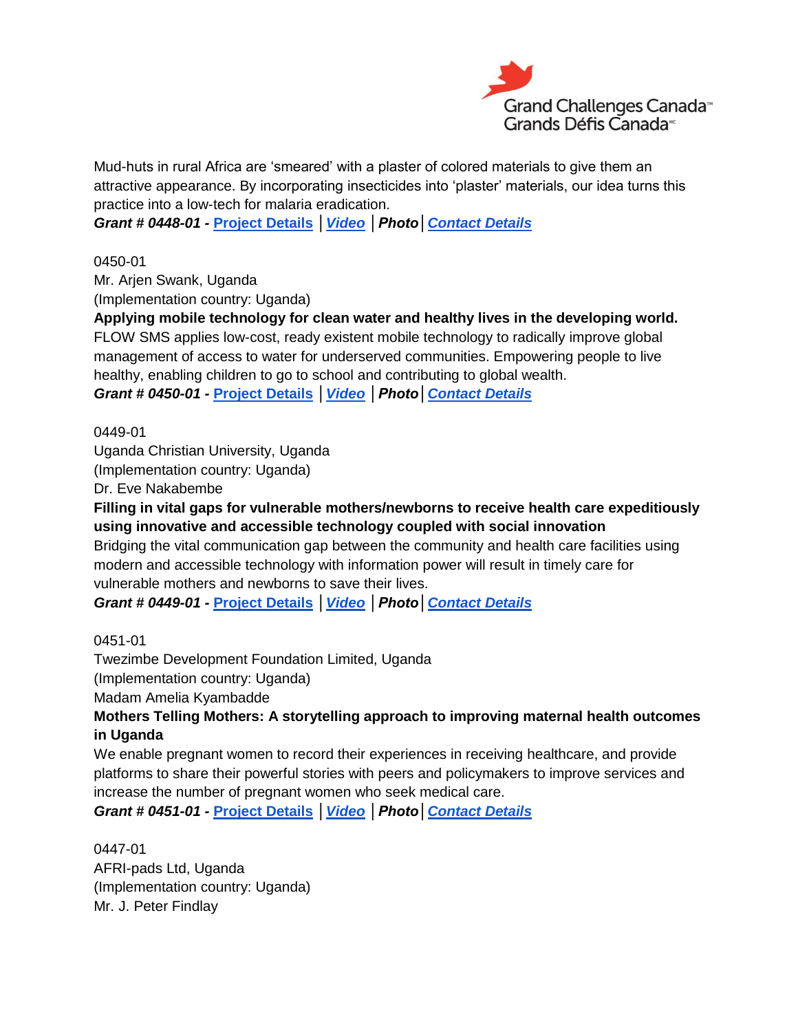Mud-huts in rural Africa are 'smeared' with a plaster of colored materials to give them an attractive appearance. By incorporating insecticides into 'plaster' materials, our idea turns this practice into a low-tech for malaria eradication.

***Grant # 0448-01 -*** **Project Details** | ***Video*** | ***Photo*** | ***Contact Details***

0450-01
Mr. Arjen Swank, Uganda
(Implementation country: Uganda)

**Applying mobile technology for clean water and healthy lives in the developing world.**
FLOW SMS applies low-cost, ready existent mobile technology to radically improve global management of access to water for underserved communities. Empowering people to live healthy, enabling children to go to school and contributing to global wealth.

***Grant # 0450-01 -*** **Project Details** | ***Video*** | ***Photo*** | ***Contact Details***

0449-01
Uganda Christian University, Uganda
(Implementation country: Uganda)
Dr. Eve Nakabembe

**Filling in vital gaps for vulnerable mothers/newborns to receive health care expeditiously using innovative and accessible technology coupled with social innovation**
Bridging the vital communication gap between the community and health care facilities using modern and accessible technology with information power will result in timely care for vulnerable mothers and newborns to save their lives.

***Grant # 0449-01 -*** **Project Details** | ***Video*** | ***Photo*** | ***Contact Details***

0451-01
Twezimbe Development Foundation Limited, Uganda
(Implementation country: Uganda)
Madam Amelia Kyambadde

**Mothers Telling Mothers: A storytelling approach to improving maternal health outcomes in Uganda**
We enable pregnant women to record their experiences in receiving healthcare, and provide platforms to share their powerful stories with peers and policymakers to improve services and increase the number of pregnant women who seek medical care.

***Grant # 0451-01 -*** **Project Details** | ***Video*** | ***Photo*** | ***Contact Details***

0447-01
AFRI-pads Ltd, Uganda
(Implementation country: Uganda)
Mr. J. Peter Findlay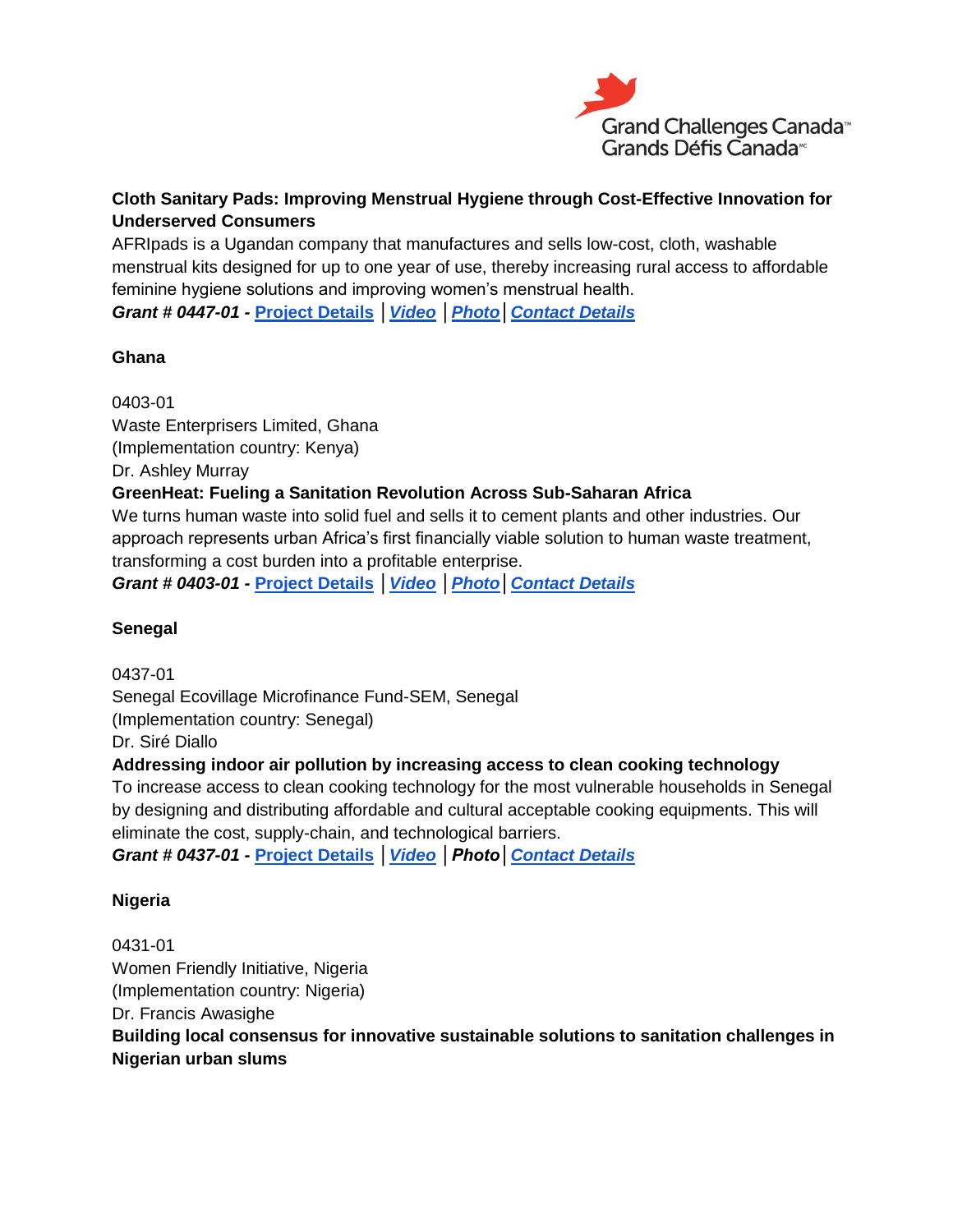**Cloth Sanitary Pads: Improving Menstrual Hygiene through Cost-Effective Innovation for Underserved Consumers**

AFRIpads is a Ugandan company that manufactures and sells low-cost, cloth, washable menstrual kits designed for up to one year of use, thereby increasing rural access to affordable feminine hygiene solutions and improving women's menstrual health.

***Grant # 0447-01 -*** **Project Details** | ***Video*** | ***Photo*** | ***Contact Details***

**Ghana**

0403-01
Waste Enterprisers Limited, Ghana
(Implementation country: Kenya)
Dr. Ashley Murray

**GreenHeat: Fueling a Sanitation Revolution Across Sub-Saharan Africa**

We turns human waste into solid fuel and sells it to cement plants and other industries. Our approach represents urban Africa's first financially viable solution to human waste treatment, transforming a cost burden into a profitable enterprise.

***Grant # 0403-01 -*** **Project Details** | ***Video*** | ***Photo*** | ***Contact Details***

**Senegal**

0437-01
Senegal Ecovillage Microfinance Fund-SEM, Senegal
(Implementation country: Senegal)
Dr. Siré Diallo

**Addressing indoor air pollution by increasing access to clean cooking technology**

To increase access to clean cooking technology for the most vulnerable households in Senegal by designing and distributing affordable and cultural acceptable cooking equipments. This will eliminate the cost, supply-chain, and technological barriers.

***Grant # 0437-01 -*** **Project Details** | ***Video*** | ***Photo*** | ***Contact Details***

**Nigeria**

0431-01
Women Friendly Initiative, Nigeria
(Implementation country: Nigeria)
Dr. Francis Awasighe

**Building local consensus for innovative sustainable solutions to sanitation challenges in Nigerian urban slums**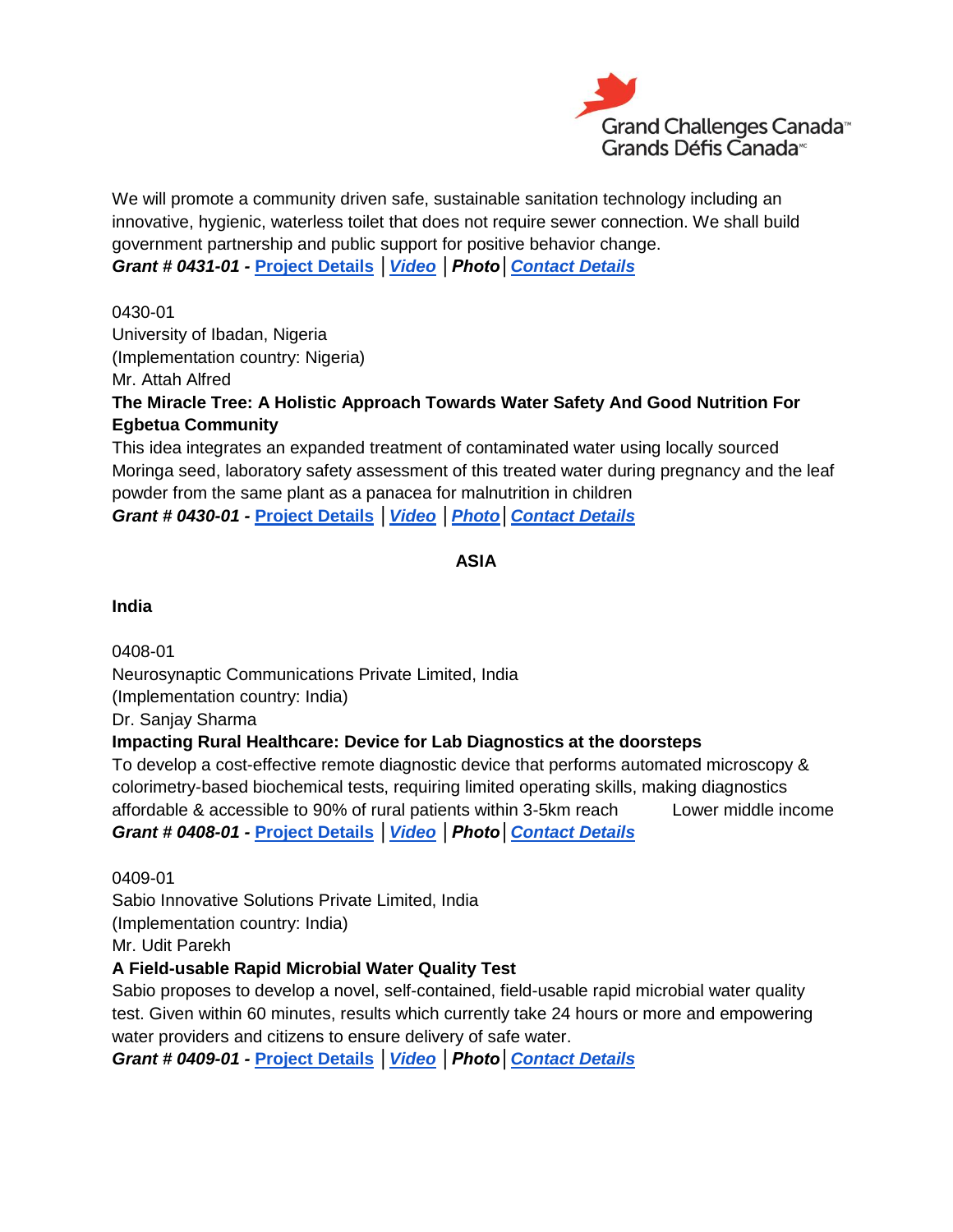We will promote a community driven safe, sustainable sanitation technology including an innovative, hygienic, waterless toilet that does not require sewer connection. We shall build government partnership and public support for positive behavior change.
***Grant # 0431-01 -*** **Project Details** | ***Video*** | ***Photo*** | ***Contact Details***

0430-01
University of Ibadan, Nigeria
(Implementation country: Nigeria)
Mr. Attah Alfred
**The Miracle Tree: A Holistic Approach Towards Water Safety And Good Nutrition For Egbetua Community**
This idea integrates an expanded treatment of contaminated water using locally sourced Moringa seed, laboratory safety assessment of this treated water during pregnancy and the leaf powder from the same plant as a panacea for malnutrition in children
***Grant # 0430-01 -*** **Project Details** | ***Video*** | ***Photo*** | ***Contact Details***

## ASIA

### India

0408-01
Neurosynaptic Communications Private Limited, India
(Implementation country: India)
Dr. Sanjay Sharma
**Impacting Rural Healthcare: Device for Lab Diagnostics at the doorsteps**
To develop a cost-effective remote diagnostic device that performs automated microscopy & colorimetry-based biochemical tests, requiring limited operating skills, making diagnostics affordable & accessible to 90% of rural patients within 3-5km reach Lower middle income
***Grant # 0408-01 -*** **Project Details** | ***Video*** | ***Photo*** | ***Contact Details***

0409-01
Sabio Innovative Solutions Private Limited, India
(Implementation country: India)
Mr. Udit Parekh
**A Field-usable Rapid Microbial Water Quality Test**
Sabio proposes to develop a novel, self-contained, field-usable rapid microbial water quality test. Given within 60 minutes, results which currently take 24 hours or more and empowering water providers and citizens to ensure delivery of safe water.
***Grant # 0409-01 -*** **Project Details** | ***Video*** | ***Photo*** | ***Contact Details***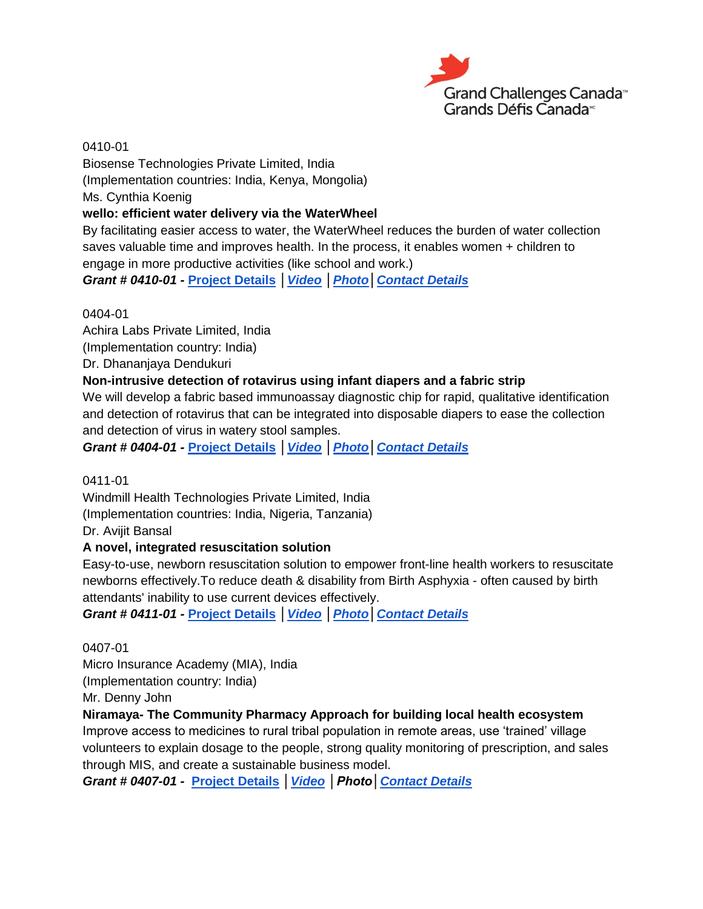0410-01
Biosense Technologies Private Limited, India
(Implementation countries: India, Kenya, Mongolia)
Ms. Cynthia Koenig

**wello: efficient water delivery via the WaterWheel**

By facilitating easier access to water, the WaterWheel reduces the burden of water collection saves valuable time and improves health. In the process, it enables women + children to engage in more productive activities (like school and work.)

***Grant # 0410-01 -*** **Project Details** | ***Video*** | ***Photo*** | ***Contact Details***

0404-01
Achira Labs Private Limited, India
(Implementation country: India)
Dr. Dhananjaya Dendukuri

**Non-intrusive detection of rotavirus using infant diapers and a fabric strip**

We will develop a fabric based immunoassay diagnostic chip for rapid, qualitative identification and detection of rotavirus that can be integrated into disposable diapers to ease the collection and detection of virus in watery stool samples.

***Grant # 0404-01 -*** **Project Details** | ***Video*** | ***Photo*** | ***Contact Details***

0411-01
Windmill Health Technologies Private Limited, India
(Implementation countries: India, Nigeria, Tanzania)
Dr. Avijit Bansal

**A novel, integrated resuscitation solution**

Easy-to-use, newborn resuscitation solution to empower front-line health workers to resuscitate newborns effectively.To reduce death & disability from Birth Asphyxia - often caused by birth attendants' inability to use current devices effectively.

***Grant # 0411-01 -*** **Project Details** | ***Video*** | ***Photo*** | ***Contact Details***

0407-01
Micro Insurance Academy (MIA), India
(Implementation country: India)
Mr. Denny John

**Niramaya- The Community Pharmacy Approach for building local health ecosystem**

Improve access to medicines to rural tribal population in remote areas, use 'trained' village volunteers to explain dosage to the people, strong quality monitoring of prescription, and sales through MIS, and create a sustainable business model.

***Grant # 0407-01 -*** **Project Details** | ***Video*** | ***Photo*** | ***Contact Details***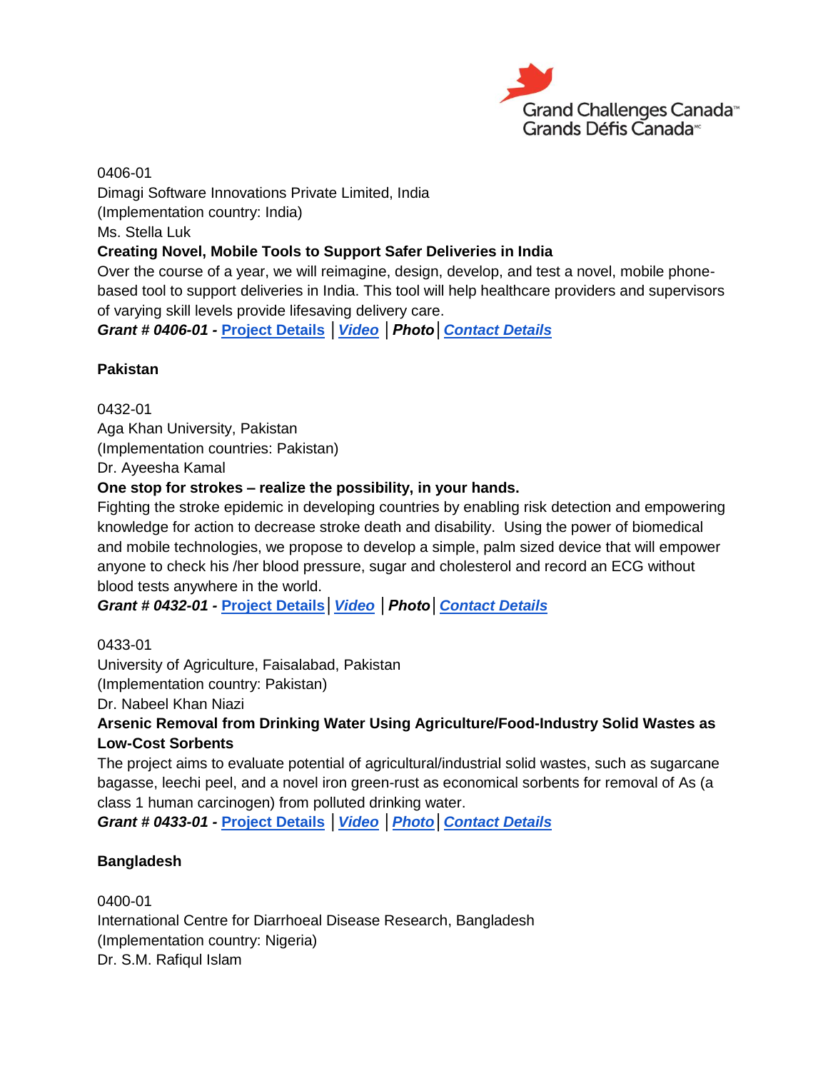0406-01
Dimagi Software Innovations Private Limited, India
(Implementation country: India)
Ms. Stella Luk

**Creating Novel, Mobile Tools to Support Safer Deliveries in India**

Over the course of a year, we will reimagine, design, develop, and test a novel, mobile phone-based tool to support deliveries in India. This tool will help healthcare providers and supervisors of varying skill levels provide lifesaving delivery care.

***Grant # 0406-01 -*** **Project Details** | ***Video*** | ***Photo*** | ***Contact Details***

**Pakistan**

0432-01
Aga Khan University, Pakistan
(Implementation countries: Pakistan)
Dr. Ayeesha Kamal

**One stop for strokes – realize the possibility, in your hands.**

Fighting the stroke epidemic in developing countries by enabling risk detection and empowering knowledge for action to decrease stroke death and disability. Using the power of biomedical and mobile technologies, we propose to develop a simple, palm sized device that will empower anyone to check his /her blood pressure, sugar and cholesterol and record an ECG without blood tests anywhere in the world.

***Grant # 0432-01 -*** **Project Details** | ***Video*** | ***Photo*** | ***Contact Details***

0433-01
University of Agriculture, Faisalabad, Pakistan
(Implementation country: Pakistan)
Dr. Nabeel Khan Niazi

**Arsenic Removal from Drinking Water Using Agriculture/Food-Industry Solid Wastes as Low-Cost Sorbents**

The project aims to evaluate potential of agricultural/industrial solid wastes, such as sugarcane bagasse, leechi peel, and a novel iron green-rust as economical sorbents for removal of As (a class 1 human carcinogen) from polluted drinking water.

***Grant # 0433-01 -*** **Project Details** | ***Video*** | ***Photo*** | ***Contact Details***

**Bangladesh**

0400-01
International Centre for Diarrhoeal Disease Research, Bangladesh
(Implementation country: Nigeria)
Dr. S.M. Rafiqul Islam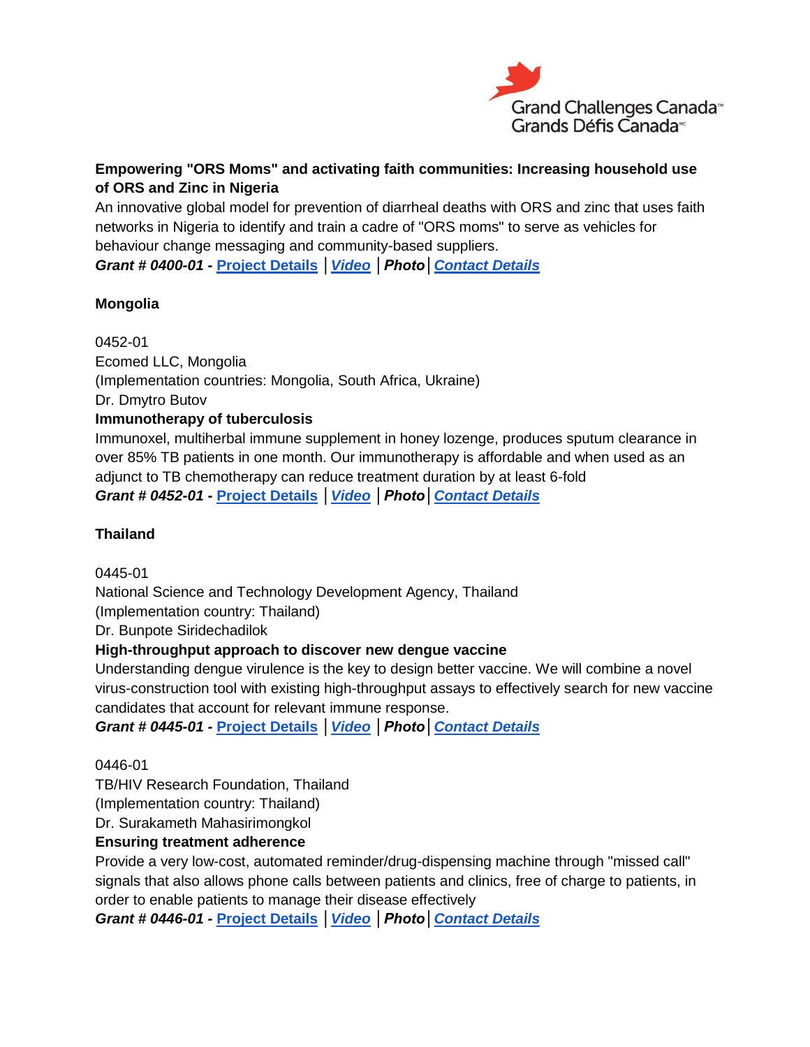**Empowering "ORS Moms" and activating faith communities: Increasing household use of ORS and Zinc in Nigeria**

An innovative global model for prevention of diarrheal deaths with ORS and zinc that uses faith networks in Nigeria to identify and train a cadre of "ORS moms" to serve as vehicles for behaviour change messaging and community-based suppliers.

***Grant # 0400-01 -*** **Project Details** | ***Video*** | ***Photo*** | ***Contact Details***

**Mongolia**

0452-01
Ecomed LLC, Mongolia
(Implementation countries: Mongolia, South Africa, Ukraine)
Dr. Dmytro Butov

**Immunotherapy of tuberculosis**

Immunoxel, multiherbal immune supplement in honey lozenge, produces sputum clearance in over 85% TB patients in one month. Our immunotherapy is affordable and when used as an adjunct to TB chemotherapy can reduce treatment duration by at least 6-fold

***Grant # 0452-01 -*** **Project Details** | ***Video*** | ***Photo*** | ***Contact Details***

**Thailand**

0445-01
National Science and Technology Development Agency, Thailand
(Implementation country: Thailand)
Dr. Bunpote Siridechadilok

**High-throughput approach to discover new dengue vaccine**

Understanding dengue virulence is the key to design better vaccine. We will combine a novel virus-construction tool with existing high-throughput assays to effectively search for new vaccine candidates that account for relevant immune response.

***Grant # 0445-01 -*** **Project Details** | ***Video*** | ***Photo*** | ***Contact Details***

0446-01
TB/HIV Research Foundation, Thailand
(Implementation country: Thailand)
Dr. Surakameth Mahasirimongkol

**Ensuring treatment adherence**

Provide a very low-cost, automated reminder/drug-dispensing machine through "missed call" signals that also allows phone calls between patients and clinics, free of charge to patients, in order to enable patients to manage their disease effectively

***Grant # 0446-01 -*** **Project Details** | ***Video*** | ***Photo*** | ***Contact Details***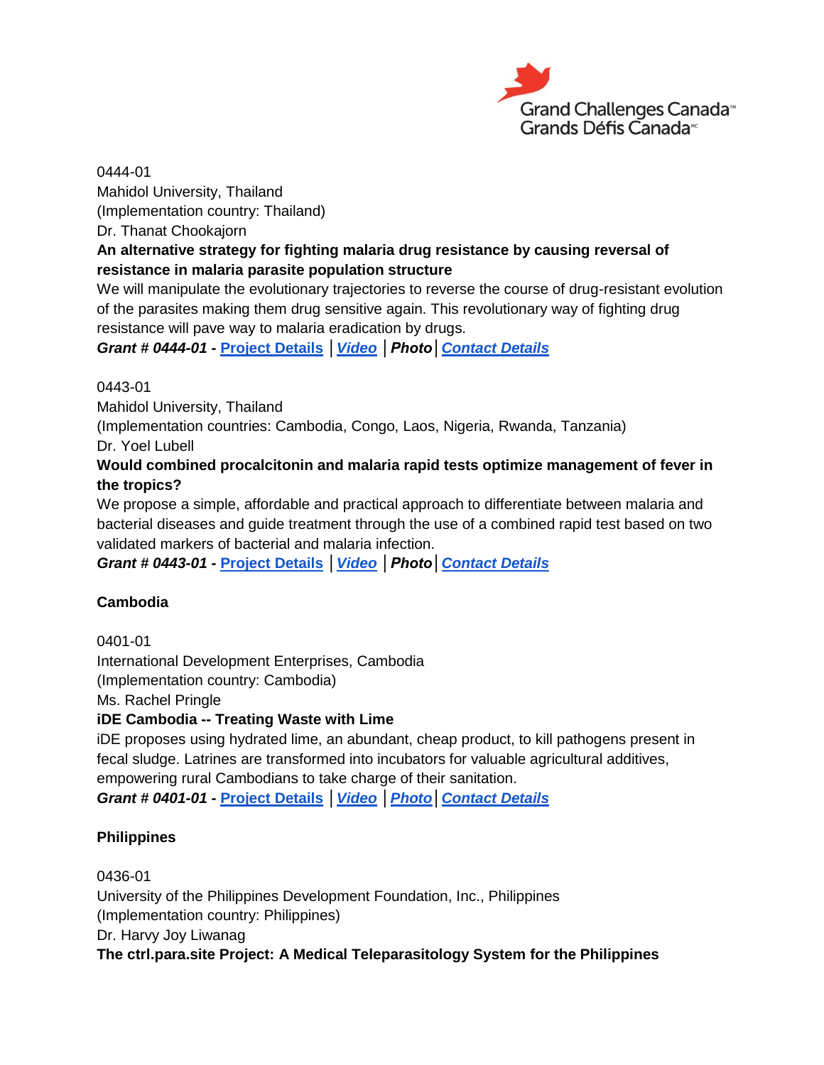0444-01
Mahidol University, Thailand
(Implementation country: Thailand)
Dr. Thanat Chookajorn

**An alternative strategy for fighting malaria drug resistance by causing reversal of resistance in malaria parasite population structure**

We will manipulate the evolutionary trajectories to reverse the course of drug-resistant evolution of the parasites making them drug sensitive again. This revolutionary way of fighting drug resistance will pave way to malaria eradication by drugs.

***Grant # 0444-01 -*** **Project Details** | ***Video*** | ***Photo*** | ***Contact Details***

0443-01
Mahidol University, Thailand
(Implementation countries: Cambodia, Congo, Laos, Nigeria, Rwanda, Tanzania)
Dr. Yoel Lubell

**Would combined procalcitonin and malaria rapid tests optimize management of fever in the tropics?**

We propose a simple, affordable and practical approach to differentiate between malaria and bacterial diseases and guide treatment through the use of a combined rapid test based on two validated markers of bacterial and malaria infection.

***Grant # 0443-01 -*** **Project Details** | ***Video*** | ***Photo*** | ***Contact Details***

**Cambodia**

0401-01
International Development Enterprises, Cambodia
(Implementation country: Cambodia)
Ms. Rachel Pringle

**iDE Cambodia -- Treating Waste with Lime**

iDE proposes using hydrated lime, an abundant, cheap product, to kill pathogens present in fecal sludge. Latrines are transformed into incubators for valuable agricultural additives, empowering rural Cambodians to take charge of their sanitation.

***Grant # 0401-01 -*** **Project Details** | ***Video*** | ***Photo*** | ***Contact Details***

**Philippines**

0436-01
University of the Philippines Development Foundation, Inc., Philippines
(Implementation country: Philippines)
Dr. Harvy Joy Liwanag

**The ctrl.para.site Project: A Medical Teleparasitology System for the Philippines**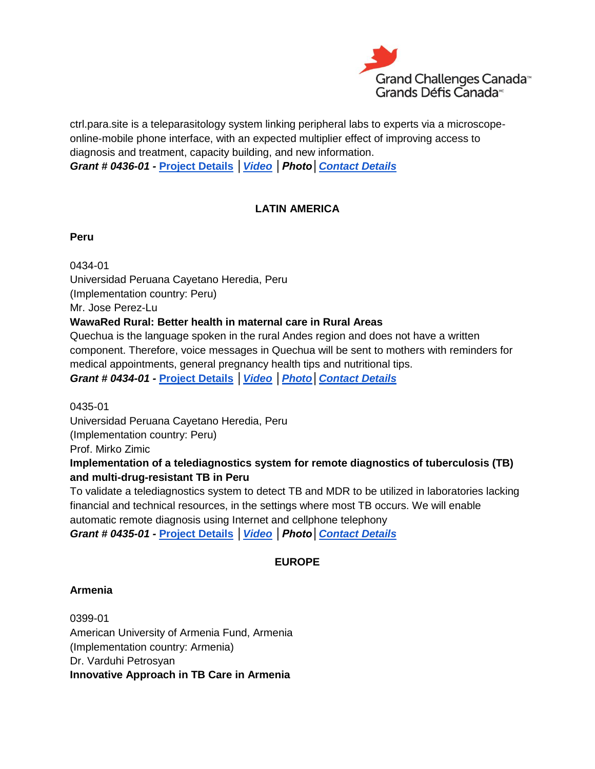ctrl.para.site is a teleparasitology system linking peripheral labs to experts via a microscope-online-mobile phone interface, with an expected multiplier effect of improving access to diagnosis and treatment, capacity building, and new information.
***Grant # 0436-01 -*** **Project Details** | ***Video*** | ***Photo*** | ***Contact Details***

## LATIN AMERICA

### Peru

0434-01
Universidad Peruana Cayetano Heredia, Peru
(Implementation country: Peru)
Mr. Jose Perez-Lu
**WawaRed Rural: Better health in maternal care in Rural Areas**
Quechua is the language spoken in the rural Andes region and does not have a written component. Therefore, voice messages in Quechua will be sent to mothers with reminders for medical appointments, general pregnancy health tips and nutritional tips.
***Grant # 0434-01 -*** **Project Details** | ***Video*** | ***Photo*** | ***Contact Details***

0435-01
Universidad Peruana Cayetano Heredia, Peru
(Implementation country: Peru)
Prof. Mirko Zimic
**Implementation of a telediagnostics system for remote diagnostics of tuberculosis (TB) and multi-drug-resistant TB in Peru**
To validate a telediagnostics system to detect TB and MDR to be utilized in laboratories lacking financial and technical resources, in the settings where most TB occurs. We will enable automatic remote diagnosis using Internet and cellphone telephony
***Grant # 0435-01 -*** **Project Details** | ***Video*** | ***Photo*** | ***Contact Details***

## EUROPE

### Armenia

0399-01
American University of Armenia Fund, Armenia
(Implementation country: Armenia)
Dr. Varduhi Petrosyan
**Innovative Approach in TB Care in Armenia**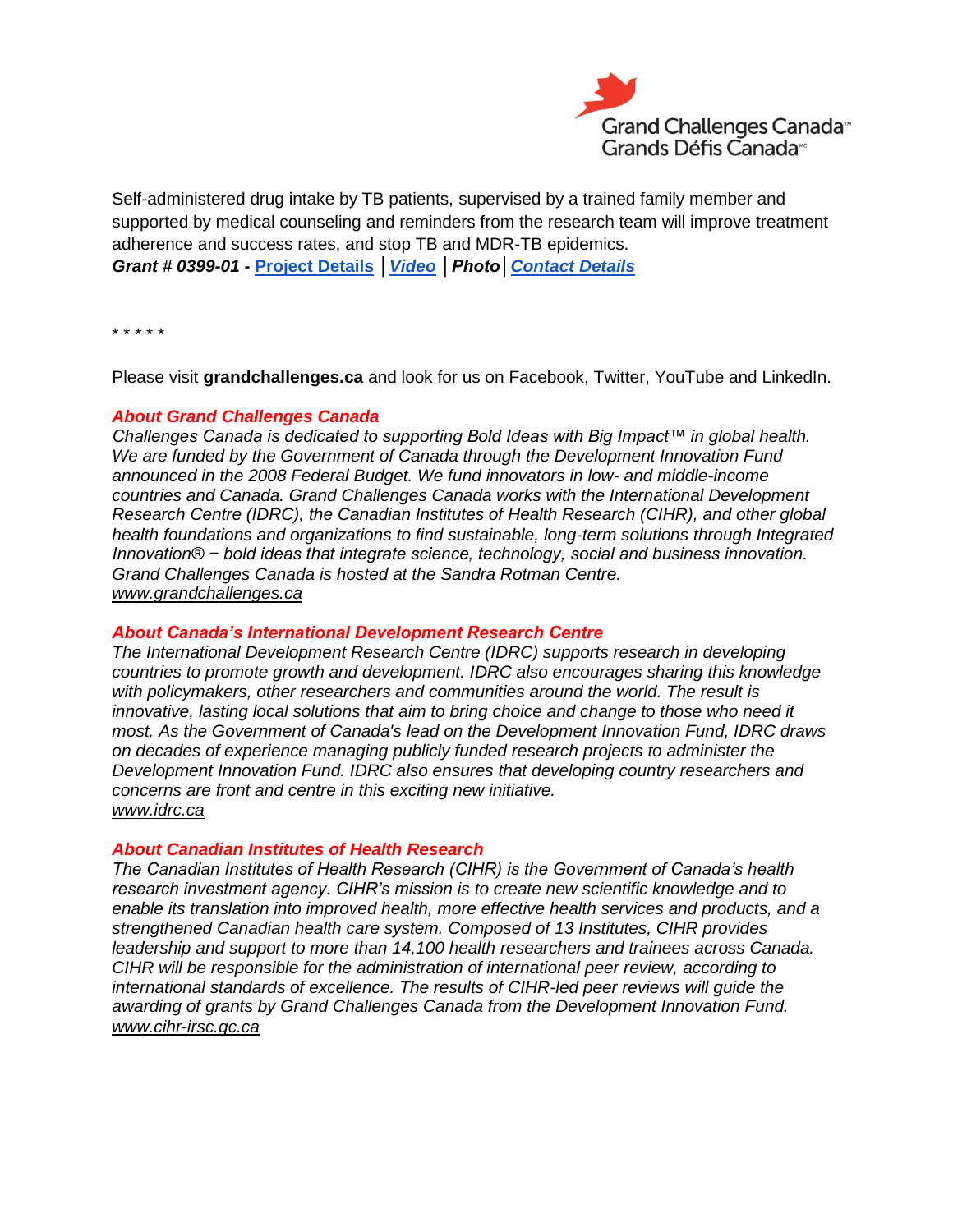Grand Challenges Canada™
Grands Défis Canada

Self-administered drug intake by TB patients, supervised by a trained family member and supported by medical counseling and reminders from the research team will improve treatment adherence and success rates, and stop TB and MDR-TB epidemics.
***Grant # 0399-01 -*** **Project Details** │***Video*** │***Photo***│***Contact Details***

* * * * *

Please visit **grandchallenges.ca** and look for us on Facebook, Twitter, YouTube and LinkedIn.

### *About Grand Challenges Canada*

*Challenges Canada is dedicated to supporting Bold Ideas with Big Impact™ in global health. We are funded by the Government of Canada through the Development Innovation Fund announced in the 2008 Federal Budget. We fund innovators in low- and middle-income countries and Canada. Grand Challenges Canada works with the International Development Research Centre (IDRC), the Canadian Institutes of Health Research (CIHR), and other global health foundations and organizations to find sustainable, long-term solutions through Integrated Innovation® − bold ideas that integrate science, technology, social and business innovation. Grand Challenges Canada is hosted at the Sandra Rotman Centre.*
*www.grandchallenges.ca*

### *About Canada's International Development Research Centre*

*The International Development Research Centre (IDRC) supports research in developing countries to promote growth and development. IDRC also encourages sharing this knowledge with policymakers, other researchers and communities around the world. The result is innovative, lasting local solutions that aim to bring choice and change to those who need it most. As the Government of Canada's lead on the Development Innovation Fund, IDRC draws on decades of experience managing publicly funded research projects to administer the Development Innovation Fund. IDRC also ensures that developing country researchers and concerns are front and centre in this exciting new initiative.*
*www.idrc.ca*

### *About Canadian Institutes of Health Research*

*The Canadian Institutes of Health Research (CIHR) is the Government of Canada's health research investment agency. CIHR's mission is to create new scientific knowledge and to enable its translation into improved health, more effective health services and products, and a strengthened Canadian health care system. Composed of 13 Institutes, CIHR provides leadership and support to more than 14,100 health researchers and trainees across Canada. CIHR will be responsible for the administration of international peer review, according to international standards of excellence. The results of CIHR-led peer reviews will guide the awarding of grants by Grand Challenges Canada from the Development Innovation Fund.*
*www.cihr-irsc.gc.ca*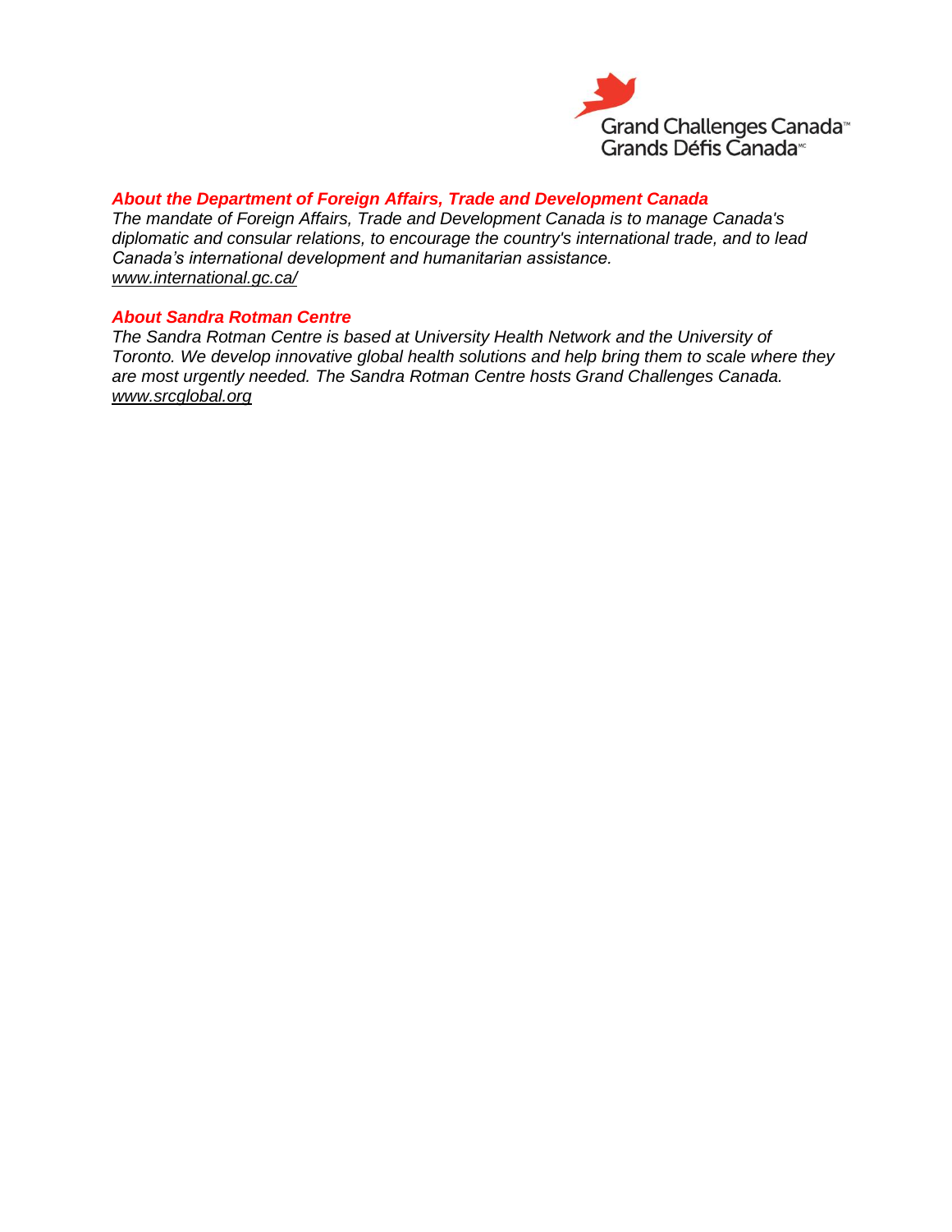Grand Challenges Canada™
Grands Défis Canada™

***About the Department of Foreign Affairs, Trade and Development Canada***

*The mandate of Foreign Affairs, Trade and Development Canada is to manage Canada's diplomatic and consular relations, to encourage the country's international trade, and to lead Canada's international development and humanitarian assistance.*
*www.international.gc.ca/*

***About Sandra Rotman Centre***

*The Sandra Rotman Centre is based at University Health Network and the University of Toronto. We develop innovative global health solutions and help bring them to scale where they are most urgently needed. The Sandra Rotman Centre hosts Grand Challenges Canada.*
*www.srcglobal.org*